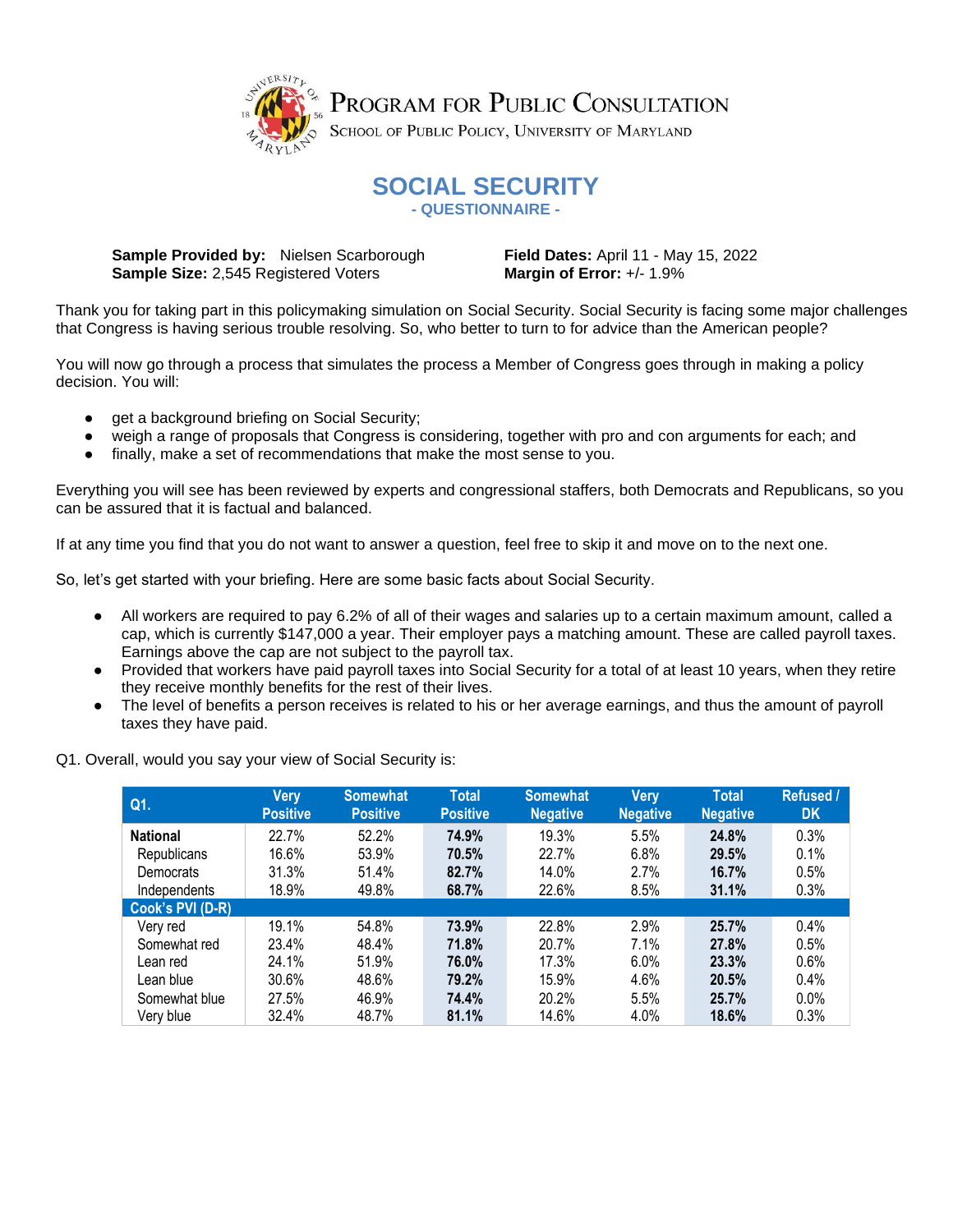**PROGRAM FOR PUBLIC CONSULTATION**
SCHOOL OF PUBLIC POLICY, UNIVERSITY OF MARYLAND

# SOCIAL SECURITY

## - QUESTIONNAIRE -

**Sample Provided by:** Nielsen Scarborough
**Sample Size:** 2,545 Registered Voters
**Field Dates:** April 11 - May 15, 2022
**Margin of Error:** +/- 1.9%

Thank you for taking part in this policymaking simulation on Social Security. Social Security is facing some major challenges that Congress is having serious trouble resolving. So, who better to turn to for advice than the American people?

You will now go through a process that simulates the process a Member of Congress goes through in making a policy decision. You will:

- get a background briefing on Social Security;
- weigh a range of proposals that Congress is considering, together with pro and con arguments for each; and
- finally, make a set of recommendations that make the most sense to you.

Everything you will see has been reviewed by experts and congressional staffers, both Democrats and Republicans, so you can be assured that it is factual and balanced.

If at any time you find that you do not want to answer a question, feel free to skip it and move on to the next one.

So, let's get started with your briefing. Here are some basic facts about Social Security.

- All workers are required to pay 6.2% of all of their wages and salaries up to a certain maximum amount, called a cap, which is currently $147,000 a year. Their employer pays a matching amount. These are called payroll taxes. Earnings above the cap are not subject to the payroll tax.
- Provided that workers have paid payroll taxes into Social Security for a total of at least 10 years, when they retire they receive monthly benefits for the rest of their lives.
- The level of benefits a person receives is related to his or her average earnings, and thus the amount of payroll taxes they have paid.

Q1. Overall, would you say your view of Social Security is:

| Q1. | Very Positive | Somewhat Positive | Total Positive | Somewhat Negative | Very Negative | Total Negative | Refused / DK |
|---|---|---|---|---|---|---|---|
| **National** | 22.7% | 52.2% | **74.9%** | 19.3% | 5.5% | **24.8%** | 0.3% |
| Republicans | 16.6% | 53.9% | **70.5%** | 22.7% | 6.8% | **29.5%** | 0.1% |
| Democrats | 31.3% | 51.4% | **82.7%** | 14.0% | 2.7% | **16.7%** | 0.5% |
| Independents | 18.9% | 49.8% | **68.7%** | 22.6% | 8.5% | **31.1%** | 0.3% |
| **Cook's PVI (D-R)** | | | | | | | |
| Very red | 19.1% | 54.8% | **73.9%** | 22.8% | 2.9% | **25.7%** | 0.4% |
| Somewhat red | 23.4% | 48.4% | **71.8%** | 20.7% | 7.1% | **27.8%** | 0.5% |
| Lean red | 24.1% | 51.9% | **76.0%** | 17.3% | 6.0% | **23.3%** | 0.6% |
| Lean blue | 30.6% | 48.6% | **79.2%** | 15.9% | 4.6% | **20.5%** | 0.4% |
| Somewhat blue | 27.5% | 46.9% | **74.4%** | 20.2% | 5.5% | **25.7%** | 0.0% |
| Very blue | 32.4% | 48.7% | **81.1%** | 14.6% | 4.0% | **18.6%** | 0.3% |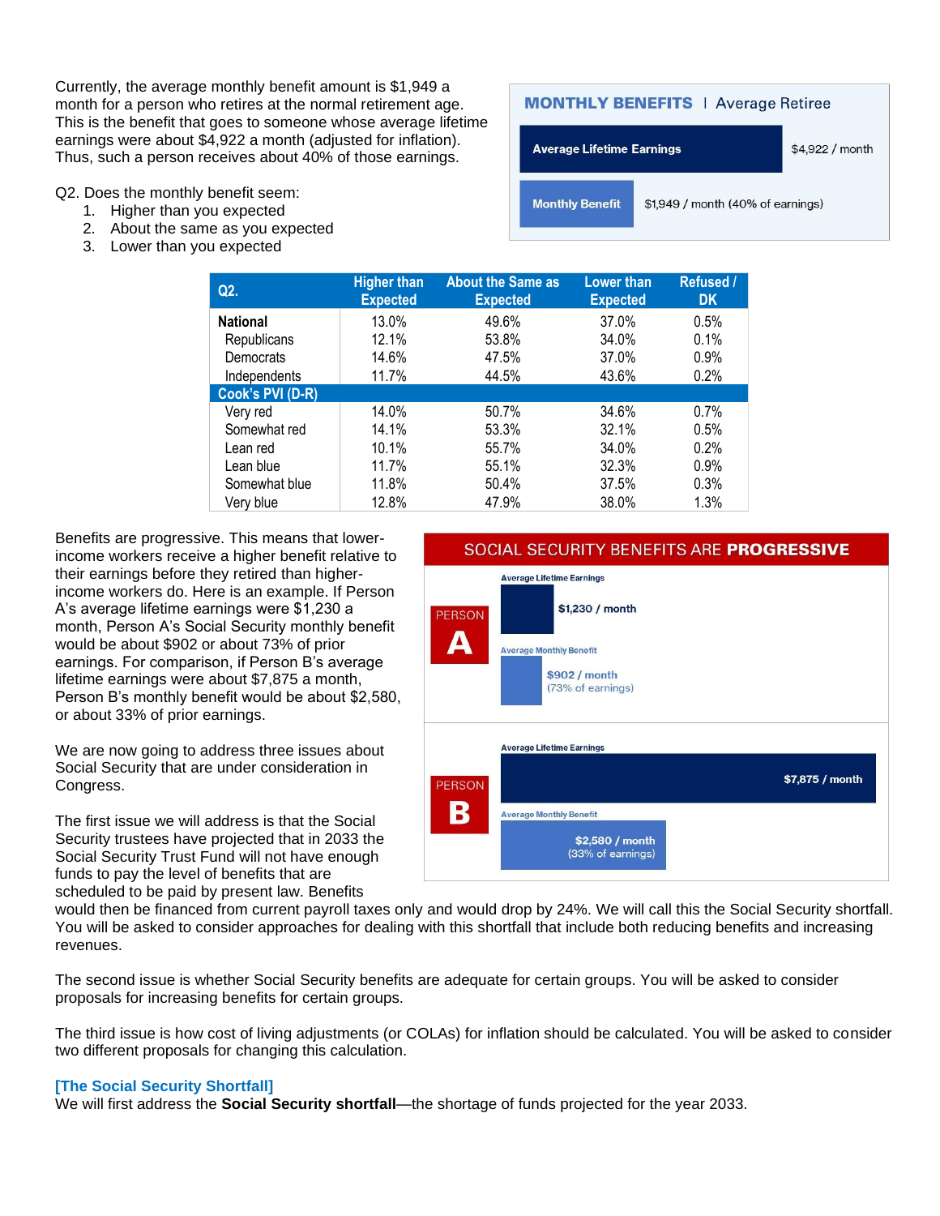Currently, the average monthly benefit amount is $1,949 a month for a person who retires at the normal retirement age. This is the benefit that goes to someone whose average lifetime earnings were about $4,922 a month (adjusted for inflation). Thus, such a person receives about 40% of those earnings.

**MONTHLY BENEFITS** | Average Retiree

| | |
|---|---|
| Average Lifetime Earnings | $4,922 / month |
| Monthly Benefit | $1,949 / month (40% of earnings) |

Q2. Does the monthly benefit seem:
1. Higher than you expected
2. About the same as you expected
3. Lower than you expected

| Q2. | Higher than Expected | About the Same as Expected | Lower than Expected | Refused / DK |
|---|---|---|---|---|
| **National** | 13.0% | 49.6% | 37.0% | 0.5% |
| Republicans | 12.1% | 53.8% | 34.0% | 0.1% |
| Democrats | 14.6% | 47.5% | 37.0% | 0.9% |
| Independents | 11.7% | 44.5% | 43.6% | 0.2% |
| **Cook's PVI (D-R)** | | | | |
| Very red | 14.0% | 50.7% | 34.6% | 0.7% |
| Somewhat red | 14.1% | 53.3% | 32.1% | 0.5% |
| Lean red | 10.1% | 55.7% | 34.0% | 0.2% |
| Lean blue | 11.7% | 55.1% | 32.3% | 0.9% |
| Somewhat blue | 11.8% | 50.4% | 37.5% | 0.3% |
| Very blue | 12.8% | 47.9% | 38.0% | 1.3% |

Benefits are progressive. This means that lower-income workers receive a higher benefit relative to their earnings before they retired than higher-income workers do. Here is an example. If Person A's average lifetime earnings were $1,230 a month, Person A's Social Security monthly benefit would be about $902 or about 73% of prior earnings. For comparison, if Person B's average lifetime earnings were about $7,875 a month, Person B's monthly benefit would be about $2,580, or about 33% of prior earnings.

SOCIAL SECURITY BENEFITS ARE **PROGRESSIVE**

| | Average Lifetime Earnings | Average Monthly Benefit |
|---|---|---|
| PERSON **A** | $1,230 / month | $902 / month (73% of earnings) |
| PERSON **B** | $7,875 / month | $2,580 / month (33% of earnings) |

We are now going to address three issues about Social Security that are under consideration in Congress.

The first issue we will address is that the Social Security trustees have projected that in 2033 the Social Security Trust Fund will not have enough funds to pay the level of benefits that are scheduled to be paid by present law. Benefits would then be financed from current payroll taxes only and would drop by 24%. We will call this the Social Security shortfall. You will be asked to consider approaches for dealing with this shortfall that include both reducing benefits and increasing revenues.

The second issue is whether Social Security benefits are adequate for certain groups. You will be asked to consider proposals for increasing benefits for certain groups.

The third issue is how cost of living adjustments (or COLAs) for inflation should be calculated. You will be asked to consider two different proposals for changing this calculation.

### [The Social Security Shortfall]

We will first address the **Social Security shortfall**—the shortage of funds projected for the year 2033.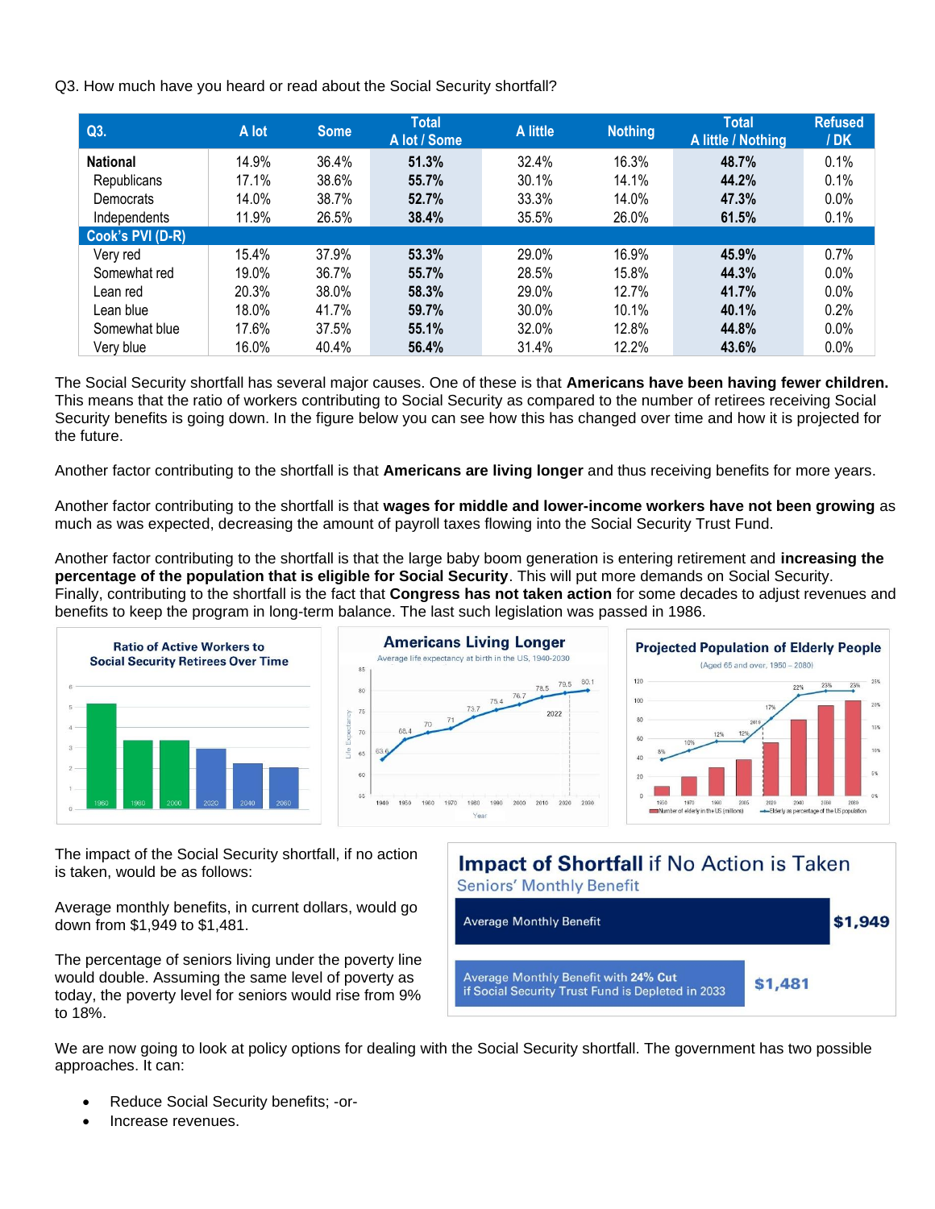Q3. How much have you heard or read about the Social Security shortfall?

| Q3. | A lot | Some | Total A lot / Some | A little | Nothing | Total A little / Nothing | Refused / DK |
|---|---|---|---|---|---|---|---|
| **National** | 14.9% | 36.4% | **51.3%** | 32.4% | 16.3% | **48.7%** | 0.1% |
| Republicans | 17.1% | 38.6% | **55.7%** | 30.1% | 14.1% | **44.2%** | 0.1% |
| Democrats | 14.0% | 38.7% | **52.7%** | 33.3% | 14.0% | **47.3%** | 0.0% |
| Independents | 11.9% | 26.5% | **38.4%** | 35.5% | 26.0% | **61.5%** | 0.1% |
| **Cook's PVI (D-R)** | | | | | | | |
| Very red | 15.4% | 37.9% | **53.3%** | 29.0% | 16.9% | **45.9%** | 0.7% |
| Somewhat red | 19.0% | 36.7% | **55.7%** | 28.5% | 15.8% | **44.3%** | 0.0% |
| Lean red | 20.3% | 38.0% | **58.3%** | 29.0% | 12.7% | **41.7%** | 0.0% |
| Lean blue | 18.0% | 41.7% | **59.7%** | 30.0% | 10.1% | **40.1%** | 0.2% |
| Somewhat blue | 17.6% | 37.5% | **55.1%** | 32.0% | 12.8% | **44.8%** | 0.0% |
| Very blue | 16.0% | 40.4% | **56.4%** | 31.4% | 12.2% | **43.6%** | 0.0% |

The Social Security shortfall has several major causes. One of these is that **Americans have been having fewer children.** This means that the ratio of workers contributing to Social Security as compared to the number of retirees receiving Social Security benefits is going down. In the figure below you can see how this has changed over time and how it is projected for the future.

Another factor contributing to the shortfall is that **Americans are living longer** and thus receiving benefits for more years.

Another factor contributing to the shortfall is that **wages for middle and lower-income workers have not been growing** as much as was expected, decreasing the amount of payroll taxes flowing into the Social Security Trust Fund.

Another factor contributing to the shortfall is that the large baby boom generation is entering retirement and **increasing the percentage of the population that is eligible for Social Security**. This will put more demands on Social Security. Finally, contributing to the shortfall is the fact that **Congress has not taken action** for some decades to adjust revenues and benefits to keep the program in long-term balance. The last such legislation was passed in 1986.

**Ratio of Active Workers to Social Security Retirees Over Time**

**Americans Living Longer**

Average life expectancy at birth in the US, 1940-2030

**Projected Population of Elderly People**

(Aged 65 and over, 1950 – 2080)

The impact of the Social Security shortfall, if no action is taken, would be as follows:

Average monthly benefits, in current dollars, would go down from $1,949 to $1,481.

The percentage of seniors living under the poverty line would double. Assuming the same level of poverty as today, the poverty level for seniors would rise from 9% to 18%.

**Impact of Shortfall** if No Action is Taken

Seniors' Monthly Benefit

| | |
|---|---|
| Average Monthly Benefit | **$1,949** |
| Average Monthly Benefit with **24% Cut** if Social Security Trust Fund is Depleted in 2033 | **$1,481** |

We are now going to look at policy options for dealing with the Social Security shortfall. The government has two possible approaches. It can:

- Reduce Social Security benefits; -or-
- Increase revenues.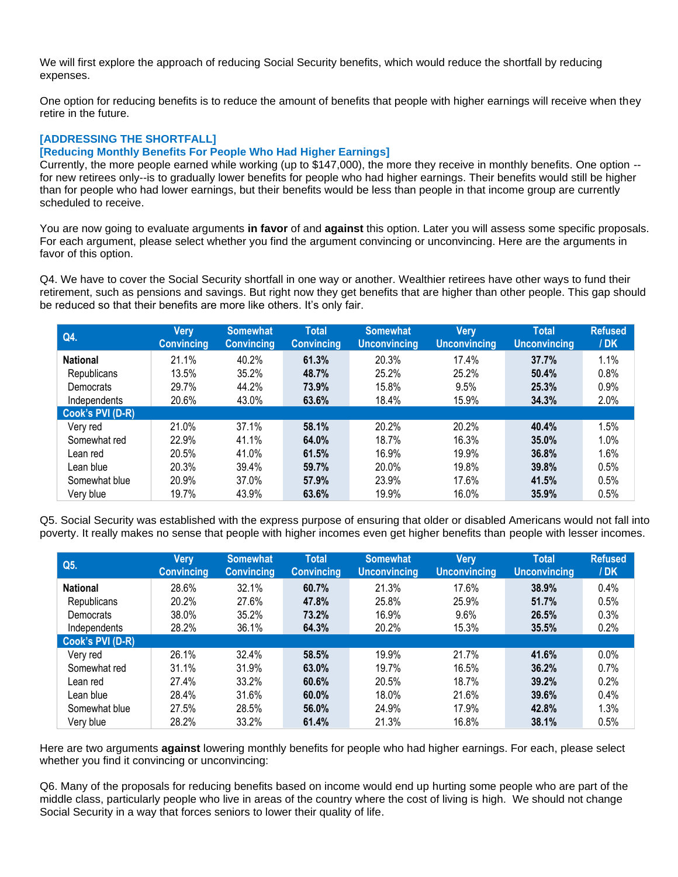We will first explore the approach of reducing Social Security benefits, which would reduce the shortfall by reducing expenses.

One option for reducing benefits is to reduce the amount of benefits that people with higher earnings will receive when they retire in the future.

**[ADDRESSING THE SHORTFALL]**
**[Reducing Monthly Benefits For People Who Had Higher Earnings]**
Currently, the more people earned while working (up to $147,000), the more they receive in monthly benefits. One option -- for new retirees only--is to gradually lower benefits for people who had higher earnings. Their benefits would still be higher than for people who had lower earnings, but their benefits would be less than people in that income group are currently scheduled to receive.

You are now going to evaluate arguments **in favor** of and **against** this option. Later you will assess some specific proposals. For each argument, please select whether you find the argument convincing or unconvincing. Here are the arguments in favor of this option.

Q4. We have to cover the Social Security shortfall in one way or another. Wealthier retirees have other ways to fund their retirement, such as pensions and savings. But right now they get benefits that are higher than other people. This gap should be reduced so that their benefits are more like others. It's only fair.

| Q4. | Very Convincing | Somewhat Convincing | Total Convincing | Somewhat Unconvincing | Very Unconvincing | Total Unconvincing | Refused / DK |
|---|---|---|---|---|---|---|---|
| **National** | 21.1% | 40.2% | **61.3%** | 20.3% | 17.4% | **37.7%** | 1.1% |
| Republicans | 13.5% | 35.2% | **48.7%** | 25.2% | 25.2% | **50.4%** | 0.8% |
| Democrats | 29.7% | 44.2% | **73.9%** | 15.8% | 9.5% | **25.3%** | 0.9% |
| Independents | 20.6% | 43.0% | **63.6%** | 18.4% | 15.9% | **34.3%** | 2.0% |
| **Cook's PVI (D-R)** | | | | | | | |
| Very red | 21.0% | 37.1% | **58.1%** | 20.2% | 20.2% | **40.4%** | 1.5% |
| Somewhat red | 22.9% | 41.1% | **64.0%** | 18.7% | 16.3% | **35.0%** | 1.0% |
| Lean red | 20.5% | 41.0% | **61.5%** | 16.9% | 19.9% | **36.8%** | 1.6% |
| Lean blue | 20.3% | 39.4% | **59.7%** | 20.0% | 19.8% | **39.8%** | 0.5% |
| Somewhat blue | 20.9% | 37.0% | **57.9%** | 23.9% | 17.6% | **41.5%** | 0.5% |
| Very blue | 19.7% | 43.9% | **63.6%** | 19.9% | 16.0% | **35.9%** | 0.5% |

Q5. Social Security was established with the express purpose of ensuring that older or disabled Americans would not fall into poverty. It really makes no sense that people with higher incomes even get higher benefits than people with lesser incomes.

| Q5. | Very Convincing | Somewhat Convincing | Total Convincing | Somewhat Unconvincing | Very Unconvincing | Total Unconvincing | Refused / DK |
|---|---|---|---|---|---|---|---|
| **National** | 28.6% | 32.1% | **60.7%** | 21.3% | 17.6% | **38.9%** | 0.4% |
| Republicans | 20.2% | 27.6% | **47.8%** | 25.8% | 25.9% | **51.7%** | 0.5% |
| Democrats | 38.0% | 35.2% | **73.2%** | 16.9% | 9.6% | **26.5%** | 0.3% |
| Independents | 28.2% | 36.1% | **64.3%** | 20.2% | 15.3% | **35.5%** | 0.2% |
| **Cook's PVI (D-R)** | | | | | | | |
| Very red | 26.1% | 32.4% | **58.5%** | 19.9% | 21.7% | **41.6%** | 0.0% |
| Somewhat red | 31.1% | 31.9% | **63.0%** | 19.7% | 16.5% | **36.2%** | 0.7% |
| Lean red | 27.4% | 33.2% | **60.6%** | 20.5% | 18.7% | **39.2%** | 0.2% |
| Lean blue | 28.4% | 31.6% | **60.0%** | 18.0% | 21.6% | **39.6%** | 0.4% |
| Somewhat blue | 27.5% | 28.5% | **56.0%** | 24.9% | 17.9% | **42.8%** | 1.3% |
| Very blue | 28.2% | 33.2% | **61.4%** | 21.3% | 16.8% | **38.1%** | 0.5% |

Here are two arguments **against** lowering monthly benefits for people who had higher earnings. For each, please select whether you find it convincing or unconvincing:

Q6. Many of the proposals for reducing benefits based on income would end up hurting some people who are part of the middle class, particularly people who live in areas of the country where the cost of living is high. We should not change Social Security in a way that forces seniors to lower their quality of life.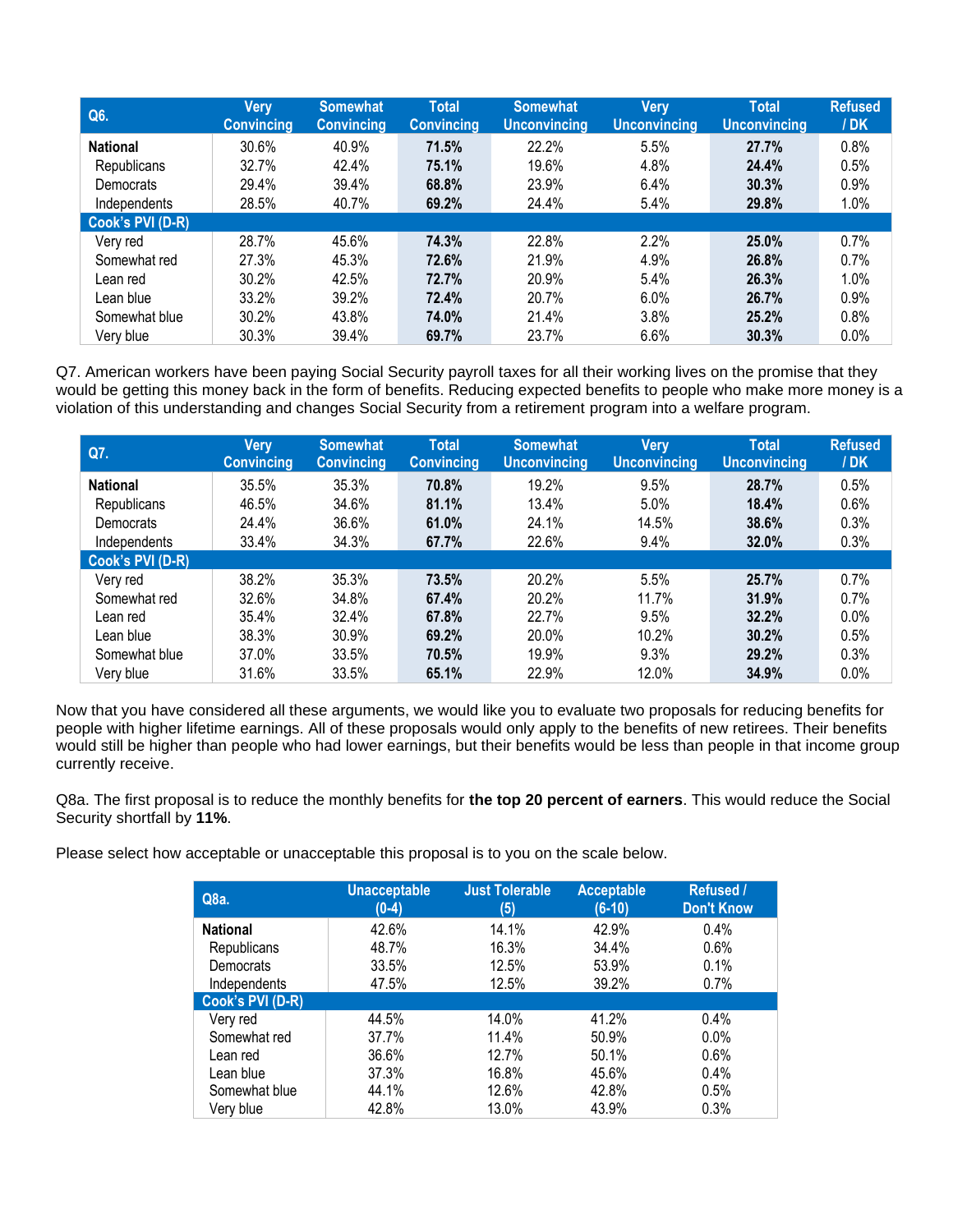| Q6. | Very Convincing | Somewhat Convincing | Total Convincing | Somewhat Unconvincing | Very Unconvincing | Total Unconvincing | Refused / DK |
|---|---|---|---|---|---|---|---|
| **National** | 30.6% | 40.9% | **71.5%** | 22.2% | 5.5% | **27.7%** | 0.8% |
| Republicans | 32.7% | 42.4% | **75.1%** | 19.6% | 4.8% | **24.4%** | 0.5% |
| Democrats | 29.4% | 39.4% | **68.8%** | 23.9% | 6.4% | **30.3%** | 0.9% |
| Independents | 28.5% | 40.7% | **69.2%** | 24.4% | 5.4% | **29.8%** | 1.0% |
| **Cook's PVI (D-R)** | | | | | | | |
| Very red | 28.7% | 45.6% | **74.3%** | 22.8% | 2.2% | **25.0%** | 0.7% |
| Somewhat red | 27.3% | 45.3% | **72.6%** | 21.9% | 4.9% | **26.8%** | 0.7% |
| Lean red | 30.2% | 42.5% | **72.7%** | 20.9% | 5.4% | **26.3%** | 1.0% |
| Lean blue | 33.2% | 39.2% | **72.4%** | 20.7% | 6.0% | **26.7%** | 0.9% |
| Somewhat blue | 30.2% | 43.8% | **74.0%** | 21.4% | 3.8% | **25.2%** | 0.8% |
| Very blue | 30.3% | 39.4% | **69.7%** | 23.7% | 6.6% | **30.3%** | 0.0% |

Q7. American workers have been paying Social Security payroll taxes for all their working lives on the promise that they would be getting this money back in the form of benefits. Reducing expected benefits to people who make more money is a violation of this understanding and changes Social Security from a retirement program into a welfare program.

| Q7. | Very Convincing | Somewhat Convincing | Total Convincing | Somewhat Unconvincing | Very Unconvincing | Total Unconvincing | Refused / DK |
|---|---|---|---|---|---|---|---|
| **National** | 35.5% | 35.3% | **70.8%** | 19.2% | 9.5% | **28.7%** | 0.5% |
| Republicans | 46.5% | 34.6% | **81.1%** | 13.4% | 5.0% | **18.4%** | 0.6% |
| Democrats | 24.4% | 36.6% | **61.0%** | 24.1% | 14.5% | **38.6%** | 0.3% |
| Independents | 33.4% | 34.3% | **67.7%** | 22.6% | 9.4% | **32.0%** | 0.3% |
| **Cook's PVI (D-R)** | | | | | | | |
| Very red | 38.2% | 35.3% | **73.5%** | 20.2% | 5.5% | **25.7%** | 0.7% |
| Somewhat red | 32.6% | 34.8% | **67.4%** | 20.2% | 11.7% | **31.9%** | 0.7% |
| Lean red | 35.4% | 32.4% | **67.8%** | 22.7% | 9.5% | **32.2%** | 0.0% |
| Lean blue | 38.3% | 30.9% | **69.2%** | 20.0% | 10.2% | **30.2%** | 0.5% |
| Somewhat blue | 37.0% | 33.5% | **70.5%** | 19.9% | 9.3% | **29.2%** | 0.3% |
| Very blue | 31.6% | 33.5% | **65.1%** | 22.9% | 12.0% | **34.9%** | 0.0% |

Now that you have considered all these arguments, we would like you to evaluate two proposals for reducing benefits for people with higher lifetime earnings. All of these proposals would only apply to the benefits of new retirees. Their benefits would still be higher than people who had lower earnings, but their benefits would be less than people in that income group currently receive.

Q8a. The first proposal is to reduce the monthly benefits for **the top 20 percent of earners**. This would reduce the Social Security shortfall by **11%**.

Please select how acceptable or unacceptable this proposal is to you on the scale below.

| Q8a. | Unacceptable (0-4) | Just Tolerable (5) | Acceptable (6-10) | Refused / Don't Know |
|---|---|---|---|---|
| **National** | 42.6% | 14.1% | 42.9% | 0.4% |
| Republicans | 48.7% | 16.3% | 34.4% | 0.6% |
| Democrats | 33.5% | 12.5% | 53.9% | 0.1% |
| Independents | 47.5% | 12.5% | 39.2% | 0.7% |
| **Cook's PVI (D-R)** | | | | |
| Very red | 44.5% | 14.0% | 41.2% | 0.4% |
| Somewhat red | 37.7% | 11.4% | 50.9% | 0.0% |
| Lean red | 36.6% | 12.7% | 50.1% | 0.6% |
| Lean blue | 37.3% | 16.8% | 45.6% | 0.4% |
| Somewhat blue | 44.1% | 12.6% | 42.8% | 0.5% |
| Very blue | 42.8% | 13.0% | 43.9% | 0.3% |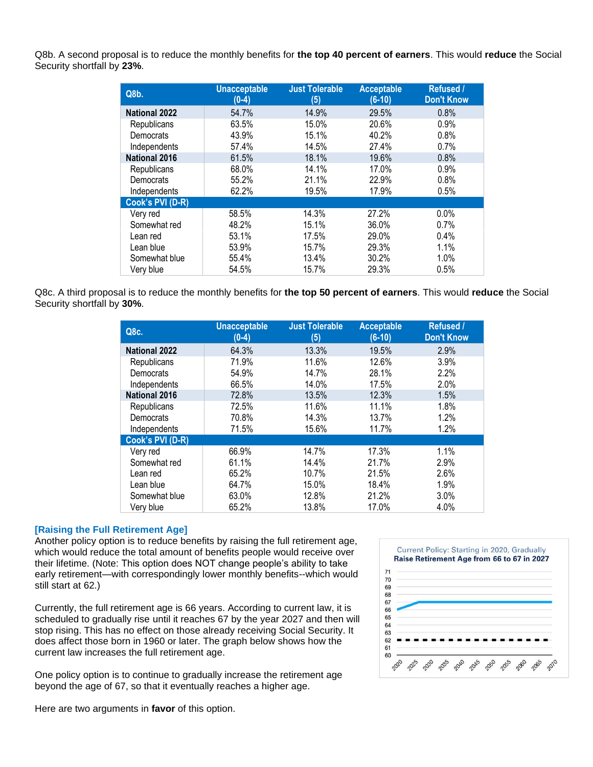Q8b. A second proposal is to reduce the monthly benefits for **the top 40 percent of earners**. This would **reduce** the Social Security shortfall by **23%**.

| Q8b. | Unacceptable (0-4) | Just Tolerable (5) | Acceptable (6-10) | Refused / Don't Know |
|---|---|---|---|---|
| **National 2022** | 54.7% | 14.9% | 29.5% | 0.8% |
| Republicans | 63.5% | 15.0% | 20.6% | 0.9% |
| Democrats | 43.9% | 15.1% | 40.2% | 0.8% |
| Independents | 57.4% | 14.5% | 27.4% | 0.7% |
| **National 2016** | 61.5% | 18.1% | 19.6% | 0.8% |
| Republicans | 68.0% | 14.1% | 17.0% | 0.9% |
| Democrats | 55.2% | 21.1% | 22.9% | 0.8% |
| Independents | 62.2% | 19.5% | 17.9% | 0.5% |
| **Cook's PVI (D-R)** | | | | |
| Very red | 58.5% | 14.3% | 27.2% | 0.0% |
| Somewhat red | 48.2% | 15.1% | 36.0% | 0.7% |
| Lean red | 53.1% | 17.5% | 29.0% | 0.4% |
| Lean blue | 53.9% | 15.7% | 29.3% | 1.1% |
| Somewhat blue | 55.4% | 13.4% | 30.2% | 1.0% |
| Very blue | 54.5% | 15.7% | 29.3% | 0.5% |

Q8c. A third proposal is to reduce the monthly benefits for **the top 50 percent of earners**. This would **reduce** the Social Security shortfall by **30%**.

| Q8c. | Unacceptable (0-4) | Just Tolerable (5) | Acceptable (6-10) | Refused / Don't Know |
|---|---|---|---|---|
| **National 2022** | 64.3% | 13.3% | 19.5% | 2.9% |
| Republicans | 71.9% | 11.6% | 12.6% | 3.9% |
| Democrats | 54.9% | 14.7% | 28.1% | 2.2% |
| Independents | 66.5% | 14.0% | 17.5% | 2.0% |
| **National 2016** | 72.8% | 13.5% | 12.3% | 1.5% |
| Republicans | 72.5% | 11.6% | 11.1% | 1.8% |
| Democrats | 70.8% | 14.3% | 13.7% | 1.2% |
| Independents | 71.5% | 15.6% | 11.7% | 1.2% |
| **Cook's PVI (D-R)** | | | | |
| Very red | 66.9% | 14.7% | 17.3% | 1.1% |
| Somewhat red | 61.1% | 14.4% | 21.7% | 2.9% |
| Lean red | 65.2% | 10.7% | 21.5% | 2.6% |
| Lean blue | 64.7% | 15.0% | 18.4% | 1.9% |
| Somewhat blue | 63.0% | 12.8% | 21.2% | 3.0% |
| Very blue | 65.2% | 13.8% | 17.0% | 4.0% |

### [Raising the Full Retirement Age]

Another policy option is to reduce benefits by raising the full retirement age, which would reduce the total amount of benefits people would receive over their lifetime. (Note: This option does NOT change people's ability to take early retirement—with correspondingly lower monthly benefits--which would still start at 62.)

Currently, the full retirement age is 66 years. According to current law, it is scheduled to gradually rise until it reaches 67 by the year 2027 and then will stop rising. This has no effect on those already receiving Social Security. It does affect those born in 1960 or later. The graph below shows how the current law increases the full retirement age.

Current Policy: Starting in 2020, Gradually **Raise Retirement Age from 66 to 67 in 2027**

One policy option is to continue to gradually increase the retirement age beyond the age of 67, so that it eventually reaches a higher age.

Here are two arguments in **favor** of this option.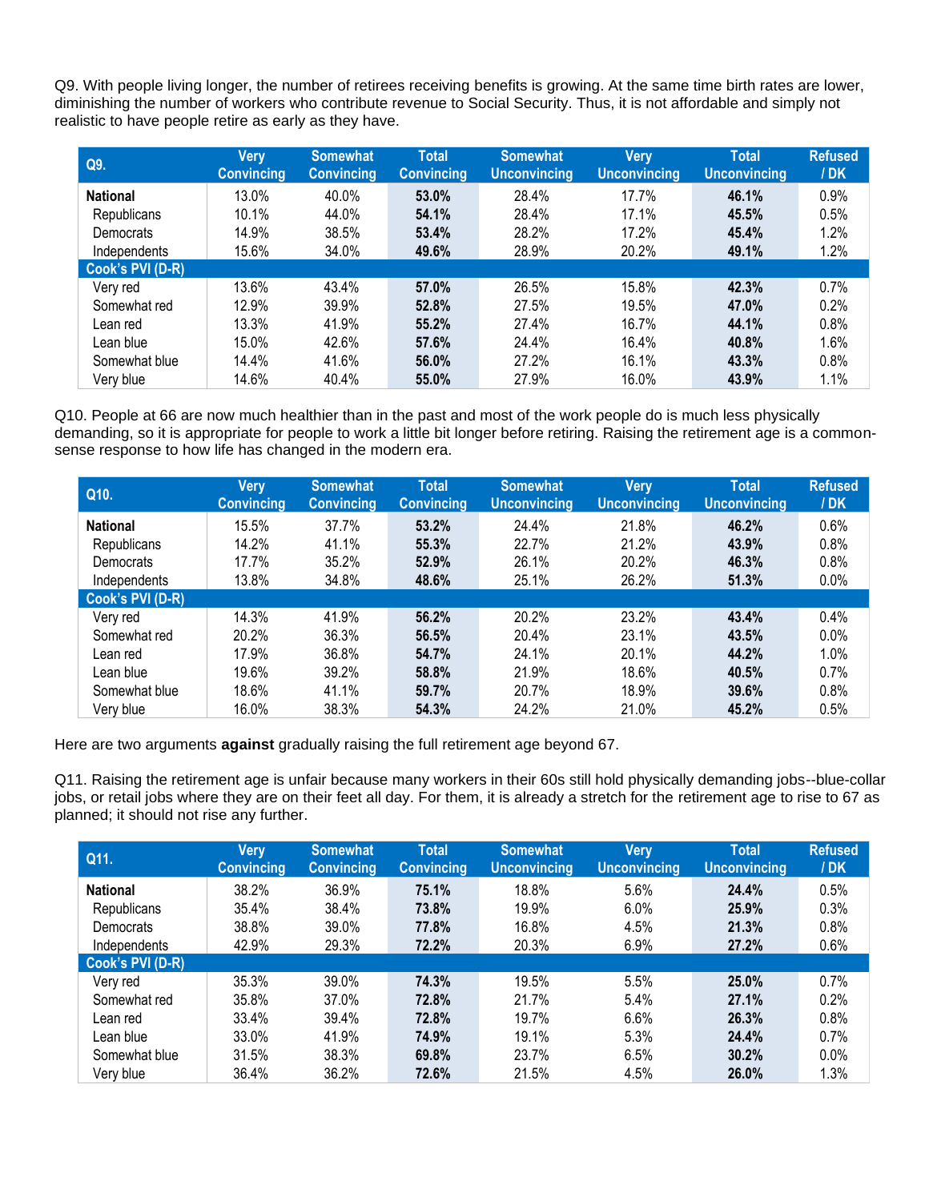Q9. With people living longer, the number of retirees receiving benefits is growing. At the same time birth rates are lower, diminishing the number of workers who contribute revenue to Social Security. Thus, it is not affordable and simply not realistic to have people retire as early as they have.

| Q9. | Very Convincing | Somewhat Convincing | Total Convincing | Somewhat Unconvincing | Very Unconvincing | Total Unconvincing | Refused / DK |
|---|---|---|---|---|---|---|---|
| **National** | 13.0% | 40.0% | **53.0%** | 28.4% | 17.7% | **46.1%** | 0.9% |
| Republicans | 10.1% | 44.0% | **54.1%** | 28.4% | 17.1% | **45.5%** | 0.5% |
| Democrats | 14.9% | 38.5% | **53.4%** | 28.2% | 17.2% | **45.4%** | 1.2% |
| Independents | 15.6% | 34.0% | **49.6%** | 28.9% | 20.2% | **49.1%** | 1.2% |
| **Cook's PVI (D-R)** | | | | | | | |
| Very red | 13.6% | 43.4% | **57.0%** | 26.5% | 15.8% | **42.3%** | 0.7% |
| Somewhat red | 12.9% | 39.9% | **52.8%** | 27.5% | 19.5% | **47.0%** | 0.2% |
| Lean red | 13.3% | 41.9% | **55.2%** | 27.4% | 16.7% | **44.1%** | 0.8% |
| Lean blue | 15.0% | 42.6% | **57.6%** | 24.4% | 16.4% | **40.8%** | 1.6% |
| Somewhat blue | 14.4% | 41.6% | **56.0%** | 27.2% | 16.1% | **43.3%** | 0.8% |
| Very blue | 14.6% | 40.4% | **55.0%** | 27.9% | 16.0% | **43.9%** | 1.1% |

Q10. People at 66 are now much healthier than in the past and most of the work people do is much less physically demanding, so it is appropriate for people to work a little bit longer before retiring. Raising the retirement age is a common-sense response to how life has changed in the modern era.

| Q10. | Very Convincing | Somewhat Convincing | Total Convincing | Somewhat Unconvincing | Very Unconvincing | Total Unconvincing | Refused / DK |
|---|---|---|---|---|---|---|---|
| **National** | 15.5% | 37.7% | **53.2%** | 24.4% | 21.8% | **46.2%** | 0.6% |
| Republicans | 14.2% | 41.1% | **55.3%** | 22.7% | 21.2% | **43.9%** | 0.8% |
| Democrats | 17.7% | 35.2% | **52.9%** | 26.1% | 20.2% | **46.3%** | 0.8% |
| Independents | 13.8% | 34.8% | **48.6%** | 25.1% | 26.2% | **51.3%** | 0.0% |
| **Cook's PVI (D-R)** | | | | | | | |
| Very red | 14.3% | 41.9% | **56.2%** | 20.2% | 23.2% | **43.4%** | 0.4% |
| Somewhat red | 20.2% | 36.3% | **56.5%** | 20.4% | 23.1% | **43.5%** | 0.0% |
| Lean red | 17.9% | 36.8% | **54.7%** | 24.1% | 20.1% | **44.2%** | 1.0% |
| Lean blue | 19.6% | 39.2% | **58.8%** | 21.9% | 18.6% | **40.5%** | 0.7% |
| Somewhat blue | 18.6% | 41.1% | **59.7%** | 20.7% | 18.9% | **39.6%** | 0.8% |
| Very blue | 16.0% | 38.3% | **54.3%** | 24.2% | 21.0% | **45.2%** | 0.5% |

Here are two arguments **against** gradually raising the full retirement age beyond 67.

Q11. Raising the retirement age is unfair because many workers in their 60s still hold physically demanding jobs--blue-collar jobs, or retail jobs where they are on their feet all day. For them, it is already a stretch for the retirement age to rise to 67 as planned; it should not rise any further.

| Q11. | Very Convincing | Somewhat Convincing | Total Convincing | Somewhat Unconvincing | Very Unconvincing | Total Unconvincing | Refused / DK |
|---|---|---|---|---|---|---|---|
| **National** | 38.2% | 36.9% | **75.1%** | 18.8% | 5.6% | **24.4%** | 0.5% |
| Republicans | 35.4% | 38.4% | **73.8%** | 19.9% | 6.0% | **25.9%** | 0.3% |
| Democrats | 38.8% | 39.0% | **77.8%** | 16.8% | 4.5% | **21.3%** | 0.8% |
| Independents | 42.9% | 29.3% | **72.2%** | 20.3% | 6.9% | **27.2%** | 0.6% |
| **Cook's PVI (D-R)** | | | | | | | |
| Very red | 35.3% | 39.0% | **74.3%** | 19.5% | 5.5% | **25.0%** | 0.7% |
| Somewhat red | 35.8% | 37.0% | **72.8%** | 21.7% | 5.4% | **27.1%** | 0.2% |
| Lean red | 33.4% | 39.4% | **72.8%** | 19.7% | 6.6% | **26.3%** | 0.8% |
| Lean blue | 33.0% | 41.9% | **74.9%** | 19.1% | 5.3% | **24.4%** | 0.7% |
| Somewhat blue | 31.5% | 38.3% | **69.8%** | 23.7% | 6.5% | **30.2%** | 0.0% |
| Very blue | 36.4% | 36.2% | **72.6%** | 21.5% | 4.5% | **26.0%** | 1.3% |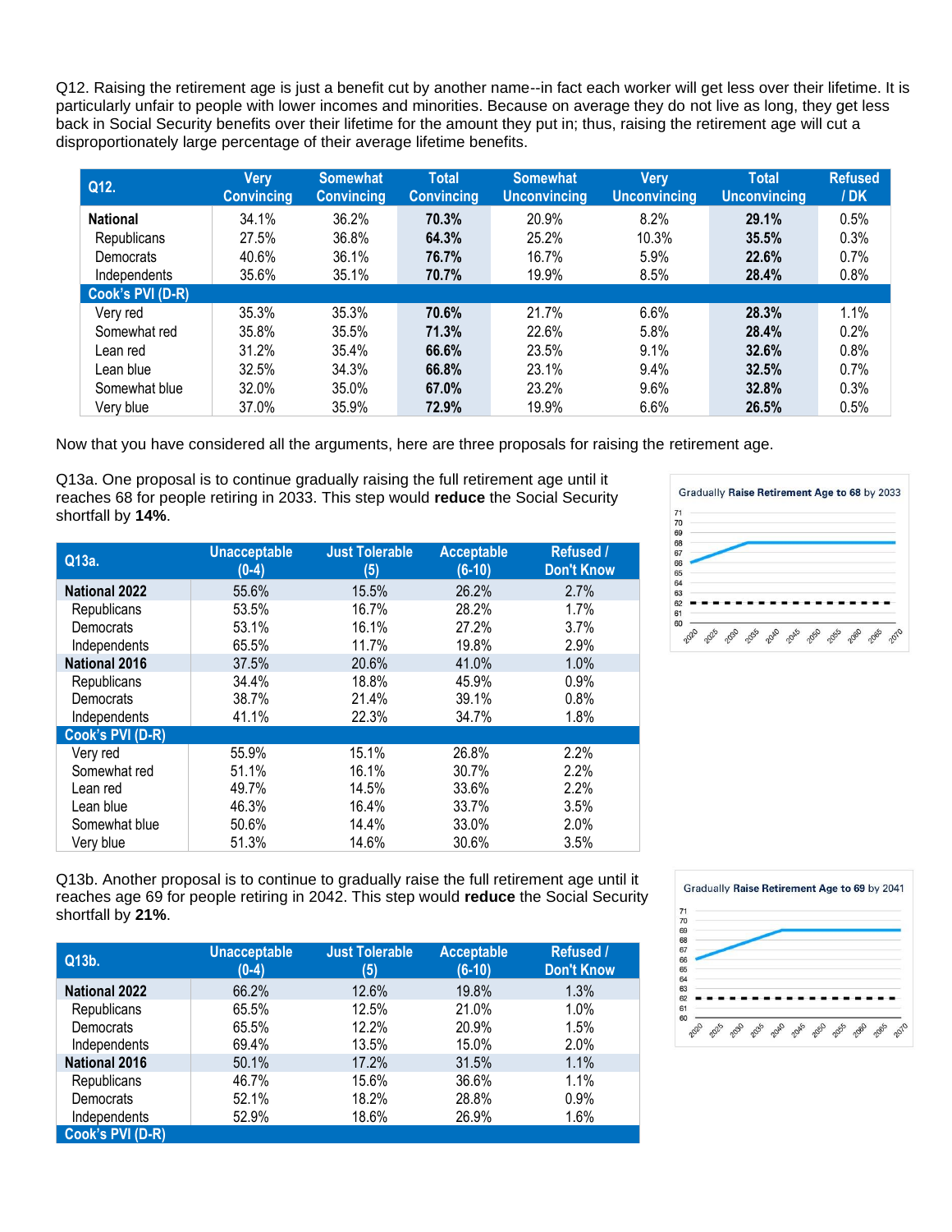Q12. Raising the retirement age is just a benefit cut by another name--in fact each worker will get less over their lifetime. It is particularly unfair to people with lower incomes and minorities. Because on average they do not live as long, they get less back in Social Security benefits over their lifetime for the amount they put in; thus, raising the retirement age will cut a disproportionately large percentage of their average lifetime benefits.

| Q12. | Very Convincing | Somewhat Convincing | Total Convincing | Somewhat Unconvincing | Very Unconvincing | Total Unconvincing | Refused / DK |
|---|---|---|---|---|---|---|---|
| **National** | 34.1% | 36.2% | **70.3%** | 20.9% | 8.2% | **29.1%** | 0.5% |
| Republicans | 27.5% | 36.8% | **64.3%** | 25.2% | 10.3% | **35.5%** | 0.3% |
| Democrats | 40.6% | 36.1% | **76.7%** | 16.7% | 5.9% | **22.6%** | 0.7% |
| Independents | 35.6% | 35.1% | **70.7%** | 19.9% | 8.5% | **28.4%** | 0.8% |
| **Cook's PVI (D-R)** | | | | | | | |
| Very red | 35.3% | 35.3% | **70.6%** | 21.7% | 6.6% | **28.3%** | 1.1% |
| Somewhat red | 35.8% | 35.5% | **71.3%** | 22.6% | 5.8% | **28.4%** | 0.2% |
| Lean red | 31.2% | 35.4% | **66.6%** | 23.5% | 9.1% | **32.6%** | 0.8% |
| Lean blue | 32.5% | 34.3% | **66.8%** | 23.1% | 9.4% | **32.5%** | 0.7% |
| Somewhat blue | 32.0% | 35.0% | **67.0%** | 23.2% | 9.6% | **32.8%** | 0.3% |
| Very blue | 37.0% | 35.9% | **72.9%** | 19.9% | 6.6% | **26.5%** | 0.5% |

Now that you have considered all the arguments, here are three proposals for raising the retirement age.

Q13a. One proposal is to continue gradually raising the full retirement age until it reaches 68 for people retiring in 2033. This step would **reduce** the Social Security shortfall by **14%**.

| Q13a. | Unacceptable (0-4) | Just Tolerable (5) | Acceptable (6-10) | Refused / Don't Know |
|---|---|---|---|---|
| **National 2022** | 55.6% | 15.5% | 26.2% | 2.7% |
| Republicans | 53.5% | 16.7% | 28.2% | 1.7% |
| Democrats | 53.1% | 16.1% | 27.2% | 3.7% |
| Independents | 65.5% | 11.7% | 19.8% | 2.9% |
| **National 2016** | 37.5% | 20.6% | 41.0% | 1.0% |
| Republicans | 34.4% | 18.8% | 45.9% | 0.9% |
| Democrats | 38.7% | 21.4% | 39.1% | 0.8% |
| Independents | 41.1% | 22.3% | 34.7% | 1.8% |
| **Cook's PVI (D-R)** | | | | |
| Very red | 55.9% | 15.1% | 26.8% | 2.2% |
| Somewhat red | 51.1% | 16.1% | 30.7% | 2.2% |
| Lean red | 49.7% | 14.5% | 33.6% | 2.2% |
| Lean blue | 46.3% | 16.4% | 33.7% | 3.5% |
| Somewhat blue | 50.6% | 14.4% | 33.0% | 2.0% |
| Very blue | 51.3% | 14.6% | 30.6% | 3.5% |

Gradually **Raise Retirement Age to 68** by 2033

Q13b. Another proposal is to continue to gradually raise the full retirement age until it reaches age 69 for people retiring in 2042. This step would **reduce** the Social Security shortfall by **21%**.

| Q13b. | Unacceptable (0-4) | Just Tolerable (5) | Acceptable (6-10) | Refused / Don't Know |
|---|---|---|---|---|
| **National 2022** | 66.2% | 12.6% | 19.8% | 1.3% |
| Republicans | 65.5% | 12.5% | 21.0% | 1.0% |
| Democrats | 65.5% | 12.2% | 20.9% | 1.5% |
| Independents | 69.4% | 13.5% | 15.0% | 2.0% |
| **National 2016** | 50.1% | 17.2% | 31.5% | 1.1% |
| Republicans | 46.7% | 15.6% | 36.6% | 1.1% |
| Democrats | 52.1% | 18.2% | 28.8% | 0.9% |
| Independents | 52.9% | 18.6% | 26.9% | 1.6% |
| **Cook's PVI (D-R)** | | | | |

Gradually **Raise Retirement Age to 69** by 2041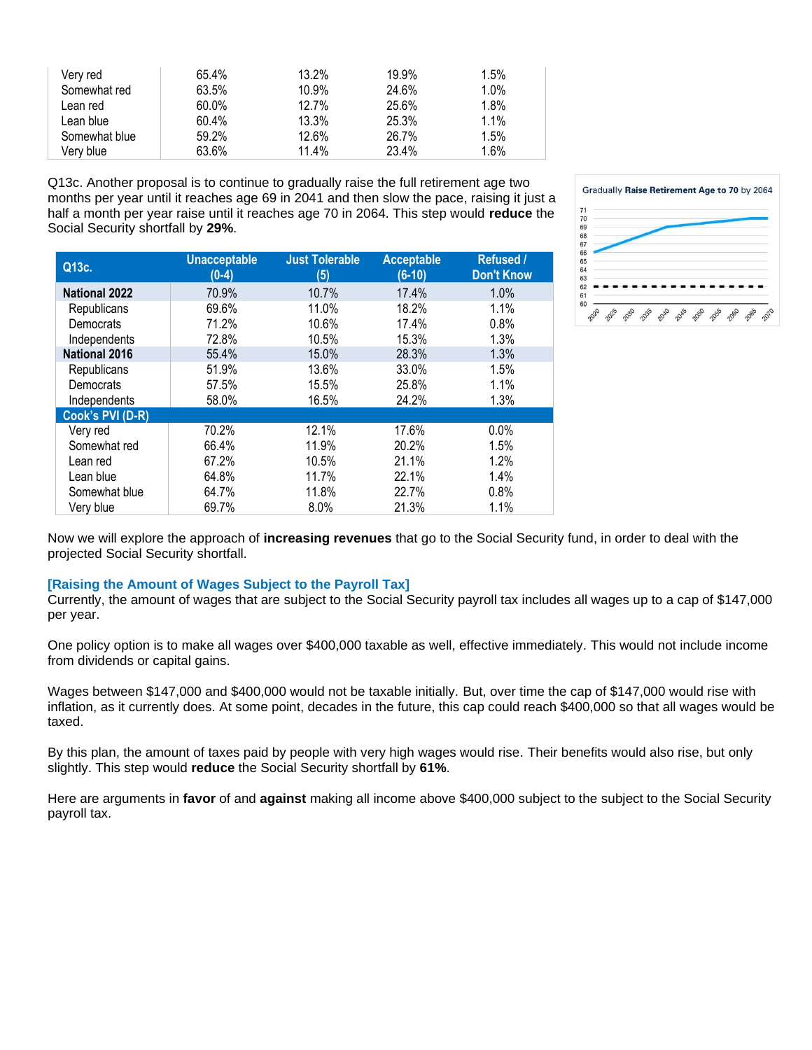| | | | | |
|---|---|---|---|---|
| Very red | 65.4% | 13.2% | 19.9% | 1.5% |
| Somewhat red | 63.5% | 10.9% | 24.6% | 1.0% |
| Lean red | 60.0% | 12.7% | 25.6% | 1.8% |
| Lean blue | 60.4% | 13.3% | 25.3% | 1.1% |
| Somewhat blue | 59.2% | 12.6% | 26.7% | 1.5% |
| Very blue | 63.6% | 11.4% | 23.4% | 1.6% |

Q13c. Another proposal is to continue to gradually raise the full retirement age two months per year until it reaches age 69 in 2041 and then slow the pace, raising it just a half a month per year raise until it reaches age 70 in 2064. This step would **reduce** the Social Security shortfall by **29%**.

Gradually **Raise Retirement Age to 70** by 2064

| Q13c. | Unacceptable (0-4) | Just Tolerable (5) | Acceptable (6-10) | Refused / Don't Know |
|---|---|---|---|---|
| **National 2022** | 70.9% | 10.7% | 17.4% | 1.0% |
| Republicans | 69.6% | 11.0% | 18.2% | 1.1% |
| Democrats | 71.2% | 10.6% | 17.4% | 0.8% |
| Independents | 72.8% | 10.5% | 15.3% | 1.3% |
| **National 2016** | 55.4% | 15.0% | 28.3% | 1.3% |
| Republicans | 51.9% | 13.6% | 33.0% | 1.5% |
| Democrats | 57.5% | 15.5% | 25.8% | 1.1% |
| Independents | 58.0% | 16.5% | 24.2% | 1.3% |
| **Cook's PVI (D-R)** | | | | |
| Very red | 70.2% | 12.1% | 17.6% | 0.0% |
| Somewhat red | 66.4% | 11.9% | 20.2% | 1.5% |
| Lean red | 67.2% | 10.5% | 21.1% | 1.2% |
| Lean blue | 64.8% | 11.7% | 22.1% | 1.4% |
| Somewhat blue | 64.7% | 11.8% | 22.7% | 0.8% |
| Very blue | 69.7% | 8.0% | 21.3% | 1.1% |

Now we will explore the approach of **increasing revenues** that go to the Social Security fund, in order to deal with the projected Social Security shortfall.

**[Raising the Amount of Wages Subject to the Payroll Tax]**

Currently, the amount of wages that are subject to the Social Security payroll tax includes all wages up to a cap of $147,000 per year.

One policy option is to make all wages over $400,000 taxable as well, effective immediately. This would not include income from dividends or capital gains.

Wages between $147,000 and $400,000 would not be taxable initially. But, over time the cap of $147,000 would rise with inflation, as it currently does. At some point, decades in the future, this cap could reach $400,000 so that all wages would be taxed.

By this plan, the amount of taxes paid by people with very high wages would rise. Their benefits would also rise, but only slightly. This step would **reduce** the Social Security shortfall by **61%**.

Here are arguments in **favor** of and **against** making all income above $400,000 subject to the subject to the Social Security payroll tax.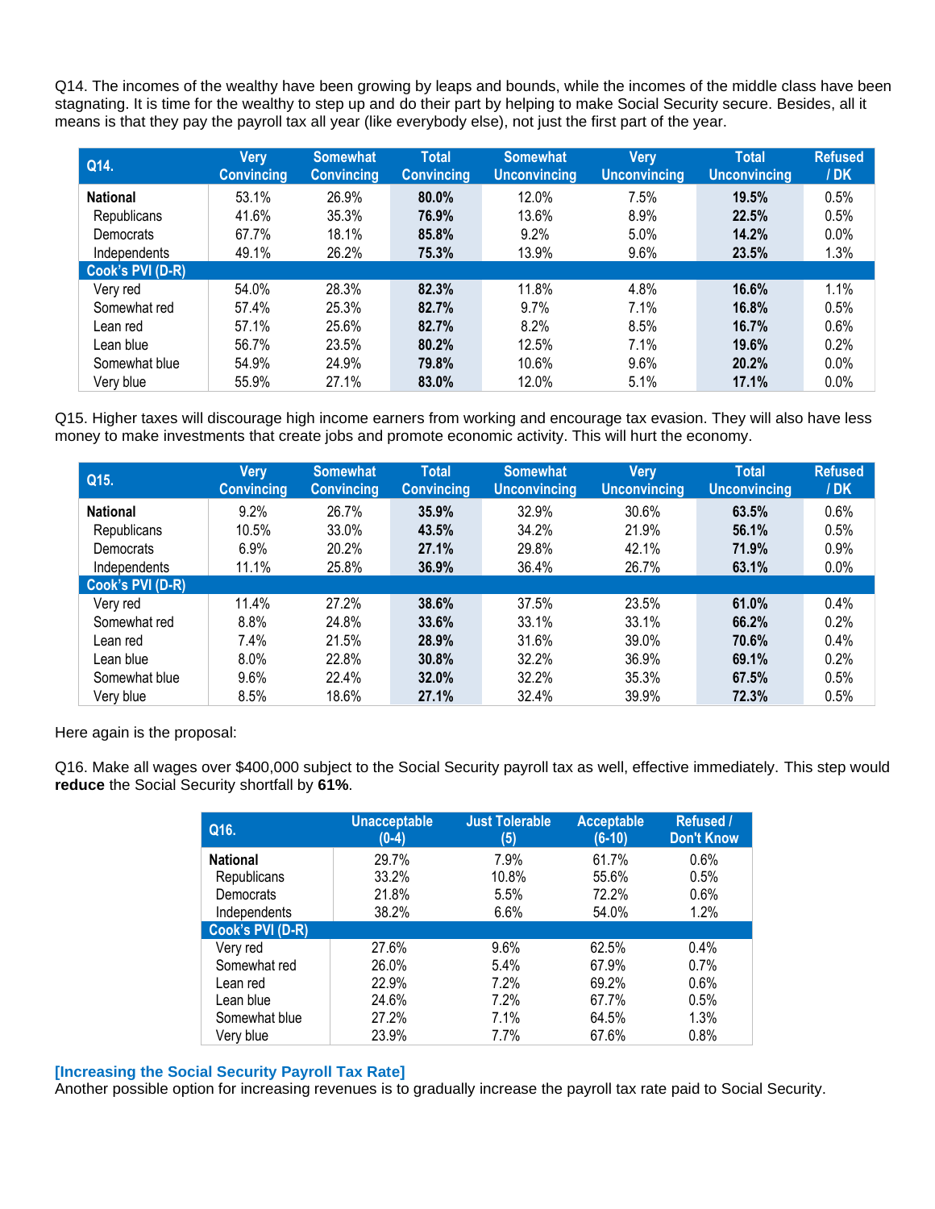Q14. The incomes of the wealthy have been growing by leaps and bounds, while the incomes of the middle class have been stagnating. It is time for the wealthy to step up and do their part by helping to make Social Security secure. Besides, all it means is that they pay the payroll tax all year (like everybody else), not just the first part of the year.

| Q14. | Very Convincing | Somewhat Convincing | Total Convincing | Somewhat Unconvincing | Very Unconvincing | Total Unconvincing | Refused / DK |
|---|---|---|---|---|---|---|---|
| **National** | 53.1% | 26.9% | **80.0%** | 12.0% | 7.5% | **19.5%** | 0.5% |
| Republicans | 41.6% | 35.3% | **76.9%** | 13.6% | 8.9% | **22.5%** | 0.5% |
| Democrats | 67.7% | 18.1% | **85.8%** | 9.2% | 5.0% | **14.2%** | 0.0% |
| Independents | 49.1% | 26.2% | **75.3%** | 13.9% | 9.6% | **23.5%** | 1.3% |
| **Cook's PVI (D-R)** | | | | | | | |
| Very red | 54.0% | 28.3% | **82.3%** | 11.8% | 4.8% | **16.6%** | 1.1% |
| Somewhat red | 57.4% | 25.3% | **82.7%** | 9.7% | 7.1% | **16.8%** | 0.5% |
| Lean red | 57.1% | 25.6% | **82.7%** | 8.2% | 8.5% | **16.7%** | 0.6% |
| Lean blue | 56.7% | 23.5% | **80.2%** | 12.5% | 7.1% | **19.6%** | 0.2% |
| Somewhat blue | 54.9% | 24.9% | **79.8%** | 10.6% | 9.6% | **20.2%** | 0.0% |
| Very blue | 55.9% | 27.1% | **83.0%** | 12.0% | 5.1% | **17.1%** | 0.0% |

Q15. Higher taxes will discourage high income earners from working and encourage tax evasion. They will also have less money to make investments that create jobs and promote economic activity. This will hurt the economy.

| Q15. | Very Convincing | Somewhat Convincing | Total Convincing | Somewhat Unconvincing | Very Unconvincing | Total Unconvincing | Refused / DK |
|---|---|---|---|---|---|---|---|
| **National** | 9.2% | 26.7% | **35.9%** | 32.9% | 30.6% | **63.5%** | 0.6% |
| Republicans | 10.5% | 33.0% | **43.5%** | 34.2% | 21.9% | **56.1%** | 0.5% |
| Democrats | 6.9% | 20.2% | **27.1%** | 29.8% | 42.1% | **71.9%** | 0.9% |
| Independents | 11.1% | 25.8% | **36.9%** | 36.4% | 26.7% | **63.1%** | 0.0% |
| **Cook's PVI (D-R)** | | | | | | | |
| Very red | 11.4% | 27.2% | **38.6%** | 37.5% | 23.5% | **61.0%** | 0.4% |
| Somewhat red | 8.8% | 24.8% | **33.6%** | 33.1% | 33.1% | **66.2%** | 0.2% |
| Lean red | 7.4% | 21.5% | **28.9%** | 31.6% | 39.0% | **70.6%** | 0.4% |
| Lean blue | 8.0% | 22.8% | **30.8%** | 32.2% | 36.9% | **69.1%** | 0.2% |
| Somewhat blue | 9.6% | 22.4% | **32.0%** | 32.2% | 35.3% | **67.5%** | 0.5% |
| Very blue | 8.5% | 18.6% | **27.1%** | 32.4% | 39.9% | **72.3%** | 0.5% |

Here again is the proposal:

Q16. Make all wages over $400,000 subject to the Social Security payroll tax as well, effective immediately. This step would **reduce** the Social Security shortfall by **61%**.

| Q16. | Unacceptable (0-4) | Just Tolerable (5) | Acceptable (6-10) | Refused / Don't Know |
|---|---|---|---|---|
| **National** | 29.7% | 7.9% | 61.7% | 0.6% |
| Republicans | 33.2% | 10.8% | 55.6% | 0.5% |
| Democrats | 21.8% | 5.5% | 72.2% | 0.6% |
| Independents | 38.2% | 6.6% | 54.0% | 1.2% |
| **Cook's PVI (D-R)** | | | | |
| Very red | 27.6% | 9.6% | 62.5% | 0.4% |
| Somewhat red | 26.0% | 5.4% | 67.9% | 0.7% |
| Lean red | 22.9% | 7.2% | 69.2% | 0.6% |
| Lean blue | 24.6% | 7.2% | 67.7% | 0.5% |
| Somewhat blue | 27.2% | 7.1% | 64.5% | 1.3% |
| Very blue | 23.9% | 7.7% | 67.6% | 0.8% |

**[Increasing the Social Security Payroll Tax Rate]**

Another possible option for increasing revenues is to gradually increase the payroll tax rate paid to Social Security.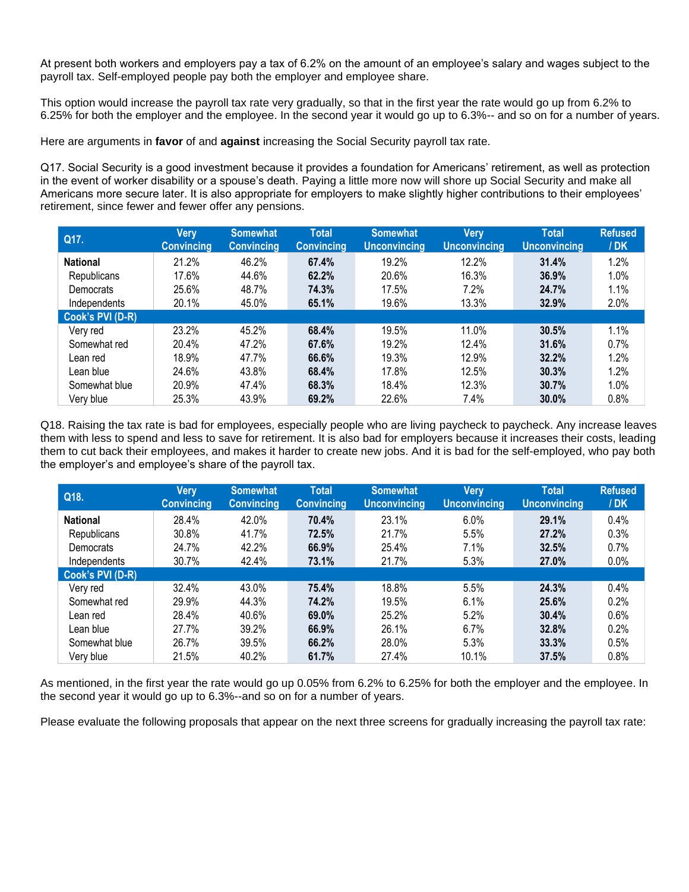At present both workers and employers pay a tax of 6.2% on the amount of an employee's salary and wages subject to the payroll tax. Self-employed people pay both the employer and employee share.

This option would increase the payroll tax rate very gradually, so that in the first year the rate would go up from 6.2% to 6.25% for both the employer and the employee. In the second year it would go up to 6.3%-- and so on for a number of years.

Here are arguments in **favor** of and **against** increasing the Social Security payroll tax rate.

Q17. Social Security is a good investment because it provides a foundation for Americans' retirement, as well as protection in the event of worker disability or a spouse's death. Paying a little more now will shore up Social Security and make all Americans more secure later. It is also appropriate for employers to make slightly higher contributions to their employees' retirement, since fewer and fewer offer any pensions.

| Q17. | Very Convincing | Somewhat Convincing | Total Convincing | Somewhat Unconvincing | Very Unconvincing | Total Unconvincing | Refused / DK |
|---|---|---|---|---|---|---|---|
| **National** | 21.2% | 46.2% | **67.4%** | 19.2% | 12.2% | **31.4%** | 1.2% |
| Republicans | 17.6% | 44.6% | **62.2%** | 20.6% | 16.3% | **36.9%** | 1.0% |
| Democrats | 25.6% | 48.7% | **74.3%** | 17.5% | 7.2% | **24.7%** | 1.1% |
| Independents | 20.1% | 45.0% | **65.1%** | 19.6% | 13.3% | **32.9%** | 2.0% |
| **Cook's PVI (D-R)** | | | | | | | |
| Very red | 23.2% | 45.2% | **68.4%** | 19.5% | 11.0% | **30.5%** | 1.1% |
| Somewhat red | 20.4% | 47.2% | **67.6%** | 19.2% | 12.4% | **31.6%** | 0.7% |
| Lean red | 18.9% | 47.7% | **66.6%** | 19.3% | 12.9% | **32.2%** | 1.2% |
| Lean blue | 24.6% | 43.8% | **68.4%** | 17.8% | 12.5% | **30.3%** | 1.2% |
| Somewhat blue | 20.9% | 47.4% | **68.3%** | 18.4% | 12.3% | **30.7%** | 1.0% |
| Very blue | 25.3% | 43.9% | **69.2%** | 22.6% | 7.4% | **30.0%** | 0.8% |

Q18. Raising the tax rate is bad for employees, especially people who are living paycheck to paycheck. Any increase leaves them with less to spend and less to save for retirement. It is also bad for employers because it increases their costs, leading them to cut back their employees, and makes it harder to create new jobs. And it is bad for the self-employed, who pay both the employer's and employee's share of the payroll tax.

| Q18. | Very Convincing | Somewhat Convincing | Total Convincing | Somewhat Unconvincing | Very Unconvincing | Total Unconvincing | Refused / DK |
|---|---|---|---|---|---|---|---|
| **National** | 28.4% | 42.0% | **70.4%** | 23.1% | 6.0% | **29.1%** | 0.4% |
| Republicans | 30.8% | 41.7% | **72.5%** | 21.7% | 5.5% | **27.2%** | 0.3% |
| Democrats | 24.7% | 42.2% | **66.9%** | 25.4% | 7.1% | **32.5%** | 0.7% |
| Independents | 30.7% | 42.4% | **73.1%** | 21.7% | 5.3% | **27.0%** | 0.0% |
| **Cook's PVI (D-R)** | | | | | | | |
| Very red | 32.4% | 43.0% | **75.4%** | 18.8% | 5.5% | **24.3%** | 0.4% |
| Somewhat red | 29.9% | 44.3% | **74.2%** | 19.5% | 6.1% | **25.6%** | 0.2% |
| Lean red | 28.4% | 40.6% | **69.0%** | 25.2% | 5.2% | **30.4%** | 0.6% |
| Lean blue | 27.7% | 39.2% | **66.9%** | 26.1% | 6.7% | **32.8%** | 0.2% |
| Somewhat blue | 26.7% | 39.5% | **66.2%** | 28.0% | 5.3% | **33.3%** | 0.5% |
| Very blue | 21.5% | 40.2% | **61.7%** | 27.4% | 10.1% | **37.5%** | 0.8% |

As mentioned, in the first year the rate would go up 0.05% from 6.2% to 6.25% for both the employer and the employee. In the second year it would go up to 6.3%--and so on for a number of years.

Please evaluate the following proposals that appear on the next three screens for gradually increasing the payroll tax rate: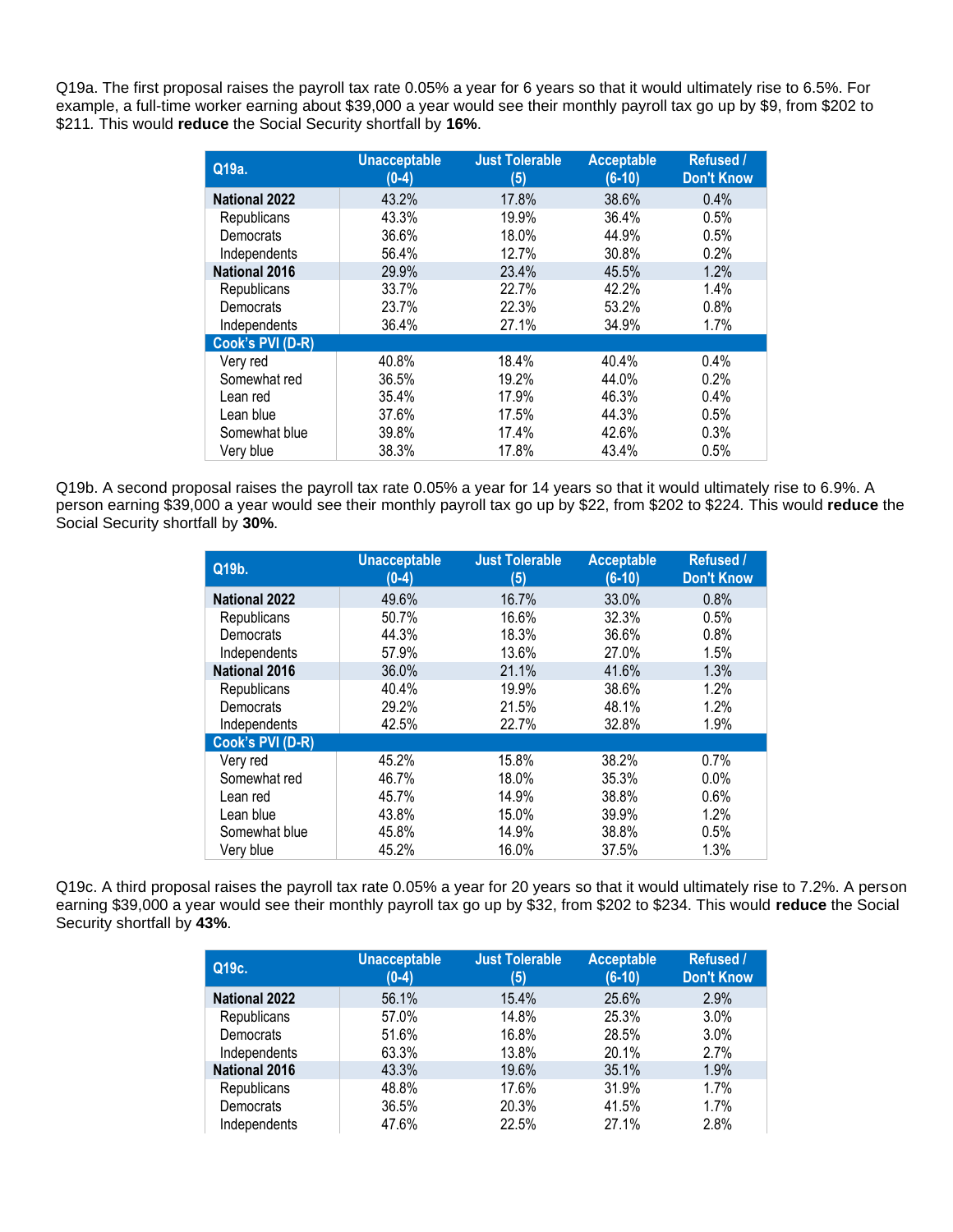Q19a. The first proposal raises the payroll tax rate 0.05% a year for 6 years so that it would ultimately rise to 6.5%. For example, a full-time worker earning about $39,000 a year would see their monthly payroll tax go up by $9, from $202 to $211. This would **reduce** the Social Security shortfall by **16%**.

| Q19a. | Unacceptable (0-4) | Just Tolerable (5) | Acceptable (6-10) | Refused / Don't Know |
|---|---|---|---|---|
| **National 2022** | 43.2% | 17.8% | 38.6% | 0.4% |
| Republicans | 43.3% | 19.9% | 36.4% | 0.5% |
| Democrats | 36.6% | 18.0% | 44.9% | 0.5% |
| Independents | 56.4% | 12.7% | 30.8% | 0.2% |
| **National 2016** | 29.9% | 23.4% | 45.5% | 1.2% |
| Republicans | 33.7% | 22.7% | 42.2% | 1.4% |
| Democrats | 23.7% | 22.3% | 53.2% | 0.8% |
| Independents | 36.4% | 27.1% | 34.9% | 1.7% |
| **Cook's PVI (D-R)** | | | | |
| Very red | 40.8% | 18.4% | 40.4% | 0.4% |
| Somewhat red | 36.5% | 19.2% | 44.0% | 0.2% |
| Lean red | 35.4% | 17.9% | 46.3% | 0.4% |
| Lean blue | 37.6% | 17.5% | 44.3% | 0.5% |
| Somewhat blue | 39.8% | 17.4% | 42.6% | 0.3% |
| Very blue | 38.3% | 17.8% | 43.4% | 0.5% |

Q19b. A second proposal raises the payroll tax rate 0.05% a year for 14 years so that it would ultimately rise to 6.9%. A person earning $39,000 a year would see their monthly payroll tax go up by $22, from $202 to $224. This would **reduce** the Social Security shortfall by **30%**.

| Q19b. | Unacceptable (0-4) | Just Tolerable (5) | Acceptable (6-10) | Refused / Don't Know |
|---|---|---|---|---|
| **National 2022** | 49.6% | 16.7% | 33.0% | 0.8% |
| Republicans | 50.7% | 16.6% | 32.3% | 0.5% |
| Democrats | 44.3% | 18.3% | 36.6% | 0.8% |
| Independents | 57.9% | 13.6% | 27.0% | 1.5% |
| **National 2016** | 36.0% | 21.1% | 41.6% | 1.3% |
| Republicans | 40.4% | 19.9% | 38.6% | 1.2% |
| Democrats | 29.2% | 21.5% | 48.1% | 1.2% |
| Independents | 42.5% | 22.7% | 32.8% | 1.9% |
| **Cook's PVI (D-R)** | | | | |
| Very red | 45.2% | 15.8% | 38.2% | 0.7% |
| Somewhat red | 46.7% | 18.0% | 35.3% | 0.0% |
| Lean red | 45.7% | 14.9% | 38.8% | 0.6% |
| Lean blue | 43.8% | 15.0% | 39.9% | 1.2% |
| Somewhat blue | 45.8% | 14.9% | 38.8% | 0.5% |
| Very blue | 45.2% | 16.0% | 37.5% | 1.3% |

Q19c. A third proposal raises the payroll tax rate 0.05% a year for 20 years so that it would ultimately rise to 7.2%. A person earning $39,000 a year would see their monthly payroll tax go up by $32, from $202 to $234. This would **reduce** the Social Security shortfall by **43%**.

| Q19c. | Unacceptable (0-4) | Just Tolerable (5) | Acceptable (6-10) | Refused / Don't Know |
|---|---|---|---|---|
| **National 2022** | 56.1% | 15.4% | 25.6% | 2.9% |
| Republicans | 57.0% | 14.8% | 25.3% | 3.0% |
| Democrats | 51.6% | 16.8% | 28.5% | 3.0% |
| Independents | 63.3% | 13.8% | 20.1% | 2.7% |
| **National 2016** | 43.3% | 19.6% | 35.1% | 1.9% |
| Republicans | 48.8% | 17.6% | 31.9% | 1.7% |
| Democrats | 36.5% | 20.3% | 41.5% | 1.7% |
| Independents | 47.6% | 22.5% | 27.1% | 2.8% |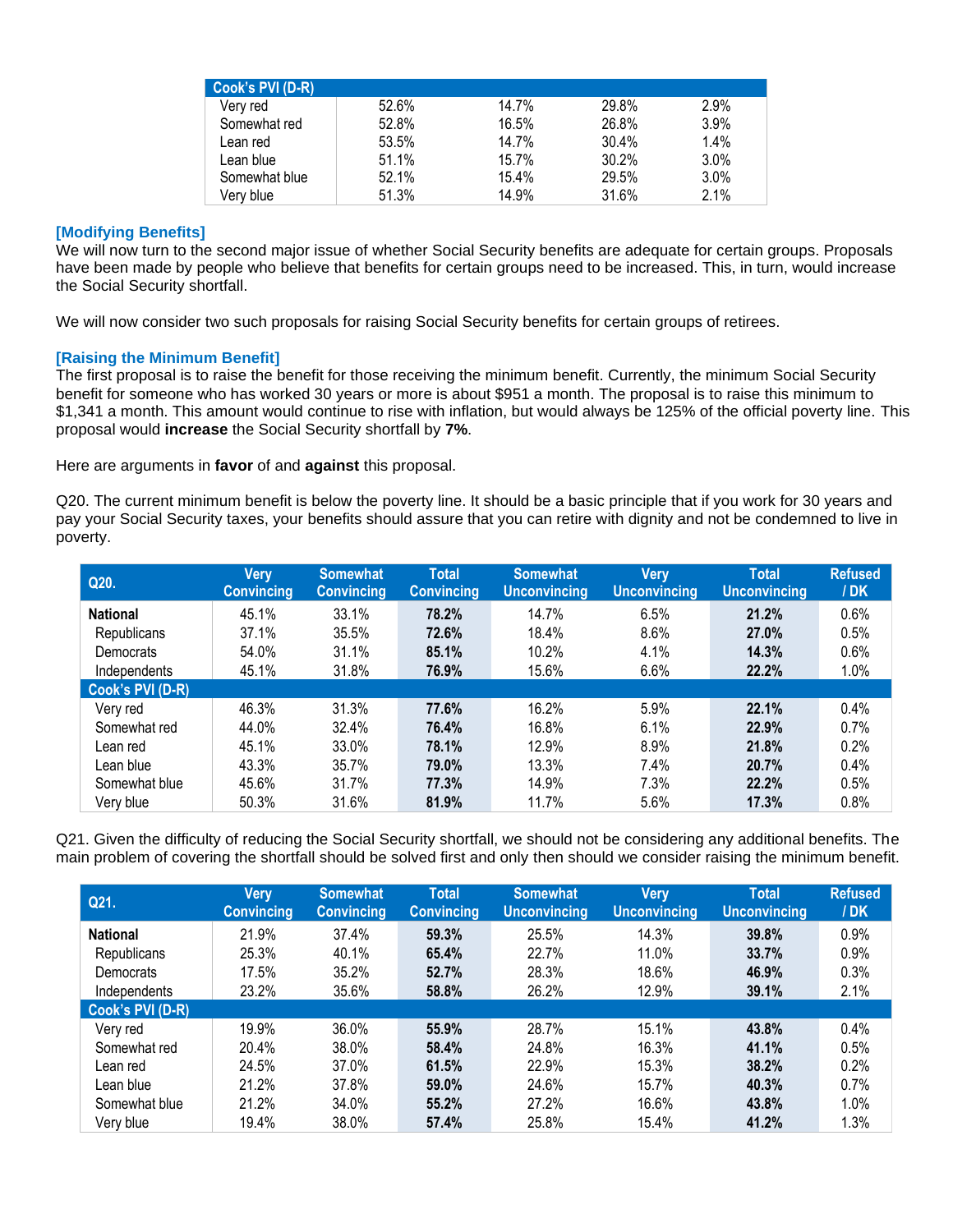| Cook's PVI (D-R) | | | | |
|---|---|---|---|---|
| Very red | 52.6% | 14.7% | 29.8% | 2.9% |
| Somewhat red | 52.8% | 16.5% | 26.8% | 3.9% |
| Lean red | 53.5% | 14.7% | 30.4% | 1.4% |
| Lean blue | 51.1% | 15.7% | 30.2% | 3.0% |
| Somewhat blue | 52.1% | 15.4% | 29.5% | 3.0% |
| Very blue | 51.3% | 14.9% | 31.6% | 2.1% |

### [Modifying Benefits]

We will now turn to the second major issue of whether Social Security benefits are adequate for certain groups. Proposals have been made by people who believe that benefits for certain groups need to be increased. This, in turn, would increase the Social Security shortfall.

We will now consider two such proposals for raising Social Security benefits for certain groups of retirees.

### [Raising the Minimum Benefit]

The first proposal is to raise the benefit for those receiving the minimum benefit. Currently, the minimum Social Security benefit for someone who has worked 30 years or more is about $951 a month. The proposal is to raise this minimum to $1,341 a month. This amount would continue to rise with inflation, but would always be 125% of the official poverty line. This proposal would **increase** the Social Security shortfall by **7%**.

Here are arguments in **favor** of and **against** this proposal.

Q20. The current minimum benefit is below the poverty line. It should be a basic principle that if you work for 30 years and pay your Social Security taxes, your benefits should assure that you can retire with dignity and not be condemned to live in poverty.

| Q20. | Very Convincing | Somewhat Convincing | Total Convincing | Somewhat Unconvincing | Very Unconvincing | Total Unconvincing | Refused / DK |
|---|---|---|---|---|---|---|---|
| **National** | 45.1% | 33.1% | **78.2%** | 14.7% | 6.5% | **21.2%** | 0.6% |
| Republicans | 37.1% | 35.5% | **72.6%** | 18.4% | 8.6% | **27.0%** | 0.5% |
| Democrats | 54.0% | 31.1% | **85.1%** | 10.2% | 4.1% | **14.3%** | 0.6% |
| Independents | 45.1% | 31.8% | **76.9%** | 15.6% | 6.6% | **22.2%** | 1.0% |
| **Cook's PVI (D-R)** | | | | | | | |
| Very red | 46.3% | 31.3% | **77.6%** | 16.2% | 5.9% | **22.1%** | 0.4% |
| Somewhat red | 44.0% | 32.4% | **76.4%** | 16.8% | 6.1% | **22.9%** | 0.7% |
| Lean red | 45.1% | 33.0% | **78.1%** | 12.9% | 8.9% | **21.8%** | 0.2% |
| Lean blue | 43.3% | 35.7% | **79.0%** | 13.3% | 7.4% | **20.7%** | 0.4% |
| Somewhat blue | 45.6% | 31.7% | **77.3%** | 14.9% | 7.3% | **22.2%** | 0.5% |
| Very blue | 50.3% | 31.6% | **81.9%** | 11.7% | 5.6% | **17.3%** | 0.8% |

Q21. Given the difficulty of reducing the Social Security shortfall, we should not be considering any additional benefits. The main problem of covering the shortfall should be solved first and only then should we consider raising the minimum benefit.

| Q21. | Very Convincing | Somewhat Convincing | Total Convincing | Somewhat Unconvincing | Very Unconvincing | Total Unconvincing | Refused / DK |
|---|---|---|---|---|---|---|---|
| **National** | 21.9% | 37.4% | **59.3%** | 25.5% | 14.3% | **39.8%** | 0.9% |
| Republicans | 25.3% | 40.1% | **65.4%** | 22.7% | 11.0% | **33.7%** | 0.9% |
| Democrats | 17.5% | 35.2% | **52.7%** | 28.3% | 18.6% | **46.9%** | 0.3% |
| Independents | 23.2% | 35.6% | **58.8%** | 26.2% | 12.9% | **39.1%** | 2.1% |
| **Cook's PVI (D-R)** | | | | | | | |
| Very red | 19.9% | 36.0% | **55.9%** | 28.7% | 15.1% | **43.8%** | 0.4% |
| Somewhat red | 20.4% | 38.0% | **58.4%** | 24.8% | 16.3% | **41.1%** | 0.5% |
| Lean red | 24.5% | 37.0% | **61.5%** | 22.9% | 15.3% | **38.2%** | 0.2% |
| Lean blue | 21.2% | 37.8% | **59.0%** | 24.6% | 15.7% | **40.3%** | 0.7% |
| Somewhat blue | 21.2% | 34.0% | **55.2%** | 27.2% | 16.6% | **43.8%** | 1.0% |
| Very blue | 19.4% | 38.0% | **57.4%** | 25.8% | 15.4% | **41.2%** | 1.3% |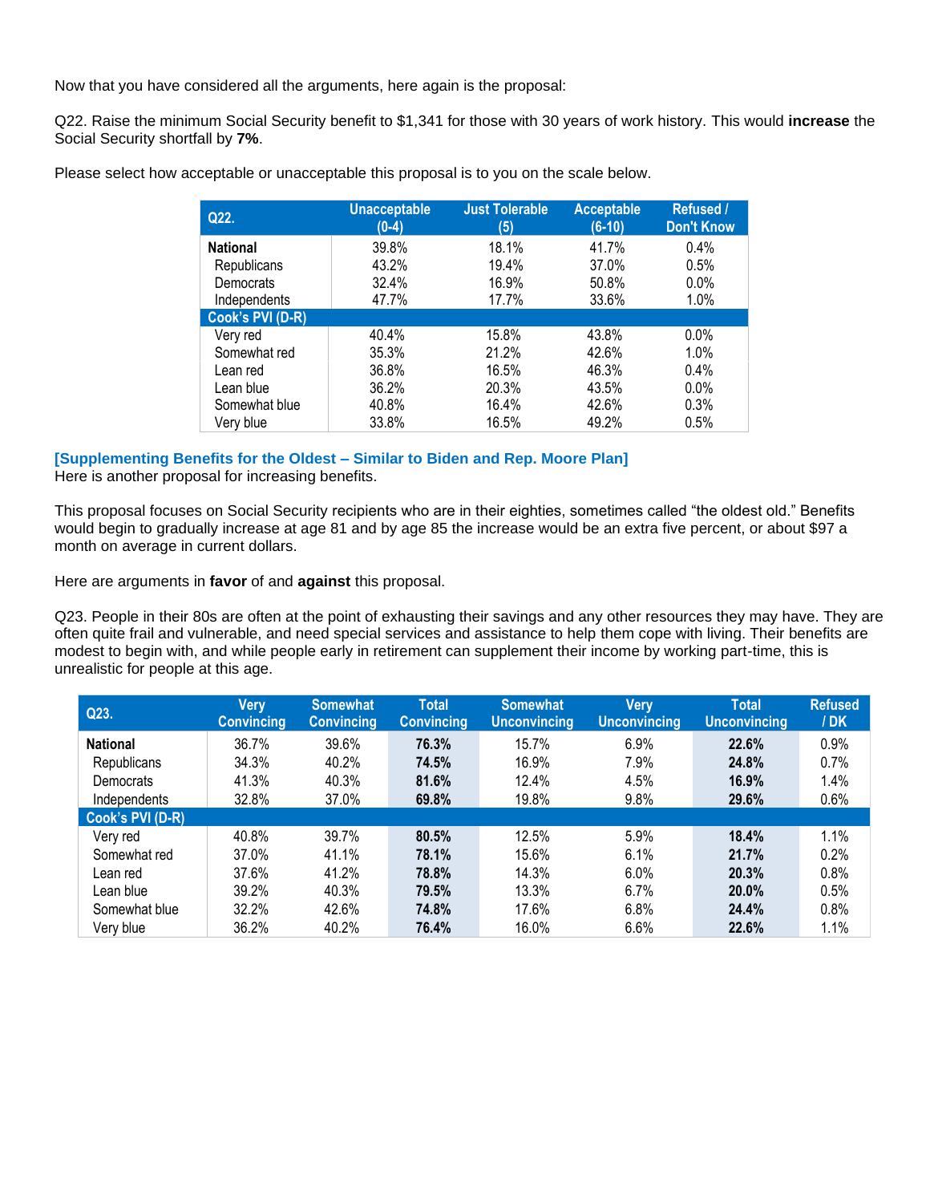Now that you have considered all the arguments, here again is the proposal:

Q22. Raise the minimum Social Security benefit to $1,341 for those with 30 years of work history. This would **increase** the Social Security shortfall by **7%**.

Please select how acceptable or unacceptable this proposal is to you on the scale below.

| Q22. | Unacceptable (0-4) | Just Tolerable (5) | Acceptable (6-10) | Refused / Don't Know |
|---|---|---|---|---|
| **National** | 39.8% | 18.1% | 41.7% | 0.4% |
| Republicans | 43.2% | 19.4% | 37.0% | 0.5% |
| Democrats | 32.4% | 16.9% | 50.8% | 0.0% |
| Independents | 47.7% | 17.7% | 33.6% | 1.0% |
| **Cook's PVI (D-R)** | | | | |
| Very red | 40.4% | 15.8% | 43.8% | 0.0% |
| Somewhat red | 35.3% | 21.2% | 42.6% | 1.0% |
| Lean red | 36.8% | 16.5% | 46.3% | 0.4% |
| Lean blue | 36.2% | 20.3% | 43.5% | 0.0% |
| Somewhat blue | 40.8% | 16.4% | 42.6% | 0.3% |
| Very blue | 33.8% | 16.5% | 49.2% | 0.5% |

**[Supplementing Benefits for the Oldest – Similar to Biden and Rep. Moore Plan]**
Here is another proposal for increasing benefits.

This proposal focuses on Social Security recipients who are in their eighties, sometimes called "the oldest old." Benefits would begin to gradually increase at age 81 and by age 85 the increase would be an extra five percent, or about $97 a month on average in current dollars.

Here are arguments in **favor** of and **against** this proposal.

Q23. People in their 80s are often at the point of exhausting their savings and any other resources they may have. They are often quite frail and vulnerable, and need special services and assistance to help them cope with living. Their benefits are modest to begin with, and while people early in retirement can supplement their income by working part-time, this is unrealistic for people at this age.

| Q23. | Very Convincing | Somewhat Convincing | Total Convincing | Somewhat Unconvincing | Very Unconvincing | Total Unconvincing | Refused / DK |
|---|---|---|---|---|---|---|---|
| **National** | 36.7% | 39.6% | **76.3%** | 15.7% | 6.9% | **22.6%** | 0.9% |
| Republicans | 34.3% | 40.2% | **74.5%** | 16.9% | 7.9% | **24.8%** | 0.7% |
| Democrats | 41.3% | 40.3% | **81.6%** | 12.4% | 4.5% | **16.9%** | 1.4% |
| Independents | 32.8% | 37.0% | **69.8%** | 19.8% | 9.8% | **29.6%** | 0.6% |
| **Cook's PVI (D-R)** | | | | | | | |
| Very red | 40.8% | 39.7% | **80.5%** | 12.5% | 5.9% | **18.4%** | 1.1% |
| Somewhat red | 37.0% | 41.1% | **78.1%** | 15.6% | 6.1% | **21.7%** | 0.2% |
| Lean red | 37.6% | 41.2% | **78.8%** | 14.3% | 6.0% | **20.3%** | 0.8% |
| Lean blue | 39.2% | 40.3% | **79.5%** | 13.3% | 6.7% | **20.0%** | 0.5% |
| Somewhat blue | 32.2% | 42.6% | **74.8%** | 17.6% | 6.8% | **24.4%** | 0.8% |
| Very blue | 36.2% | 40.2% | **76.4%** | 16.0% | 6.6% | **22.6%** | 1.1% |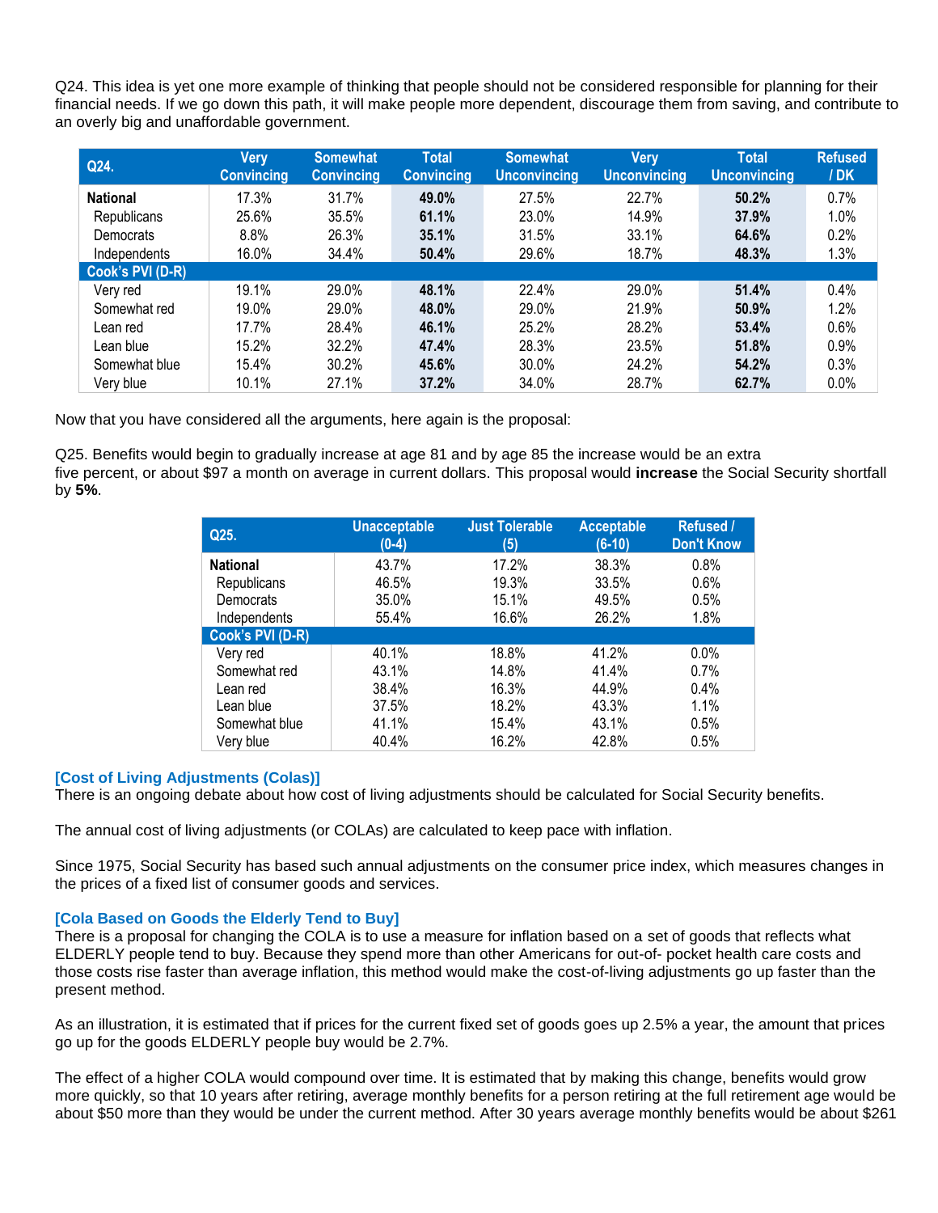Q24. This idea is yet one more example of thinking that people should not be considered responsible for planning for their financial needs. If we go down this path, it will make people more dependent, discourage them from saving, and contribute to an overly big and unaffordable government.

| Q24. | Very Convincing | Somewhat Convincing | Total Convincing | Somewhat Unconvincing | Very Unconvincing | Total Unconvincing | Refused / DK |
|---|---|---|---|---|---|---|---|
| **National** | 17.3% | 31.7% | **49.0%** | 27.5% | 22.7% | **50.2%** | 0.7% |
| Republicans | 25.6% | 35.5% | **61.1%** | 23.0% | 14.9% | **37.9%** | 1.0% |
| Democrats | 8.8% | 26.3% | **35.1%** | 31.5% | 33.1% | **64.6%** | 0.2% |
| Independents | 16.0% | 34.4% | **50.4%** | 29.6% | 18.7% | **48.3%** | 1.3% |
| **Cook's PVI (D-R)** | | | | | | | |
| Very red | 19.1% | 29.0% | **48.1%** | 22.4% | 29.0% | **51.4%** | 0.4% |
| Somewhat red | 19.0% | 29.0% | **48.0%** | 29.0% | 21.9% | **50.9%** | 1.2% |
| Lean red | 17.7% | 28.4% | **46.1%** | 25.2% | 28.2% | **53.4%** | 0.6% |
| Lean blue | 15.2% | 32.2% | **47.4%** | 28.3% | 23.5% | **51.8%** | 0.9% |
| Somewhat blue | 15.4% | 30.2% | **45.6%** | 30.0% | 24.2% | **54.2%** | 0.3% |
| Very blue | 10.1% | 27.1% | **37.2%** | 34.0% | 28.7% | **62.7%** | 0.0% |

Now that you have considered all the arguments, here again is the proposal:

Q25. Benefits would begin to gradually increase at age 81 and by age 85 the increase would be an extra five percent, or about $97 a month on average in current dollars. This proposal would **increase** the Social Security shortfall by **5%**.

| Q25. | Unacceptable (0-4) | Just Tolerable (5) | Acceptable (6-10) | Refused / Don't Know |
|---|---|---|---|---|
| **National** | 43.7% | 17.2% | 38.3% | 0.8% |
| Republicans | 46.5% | 19.3% | 33.5% | 0.6% |
| Democrats | 35.0% | 15.1% | 49.5% | 0.5% |
| Independents | 55.4% | 16.6% | 26.2% | 1.8% |
| **Cook's PVI (D-R)** | | | | |
| Very red | 40.1% | 18.8% | 41.2% | 0.0% |
| Somewhat red | 43.1% | 14.8% | 41.4% | 0.7% |
| Lean red | 38.4% | 16.3% | 44.9% | 0.4% |
| Lean blue | 37.5% | 18.2% | 43.3% | 1.1% |
| Somewhat blue | 41.1% | 15.4% | 43.1% | 0.5% |
| Very blue | 40.4% | 16.2% | 42.8% | 0.5% |

**[Cost of Living Adjustments (Colas)]**

There is an ongoing debate about how cost of living adjustments should be calculated for Social Security benefits.

The annual cost of living adjustments (or COLAs) are calculated to keep pace with inflation.

Since 1975, Social Security has based such annual adjustments on the consumer price index, which measures changes in the prices of a fixed list of consumer goods and services.

**[Cola Based on Goods the Elderly Tend to Buy]**

There is a proposal for changing the COLA is to use a measure for inflation based on a set of goods that reflects what ELDERLY people tend to buy. Because they spend more than other Americans for out-of- pocket health care costs and those costs rise faster than average inflation, this method would make the cost-of-living adjustments go up faster than the present method.

As an illustration, it is estimated that if prices for the current fixed set of goods goes up 2.5% a year, the amount that prices go up for the goods ELDERLY people buy would be 2.7%.

The effect of a higher COLA would compound over time. It is estimated that by making this change, benefits would grow more quickly, so that 10 years after retiring, average monthly benefits for a person retiring at the full retirement age would be about $50 more than they would be under the current method. After 30 years average monthly benefits would be about $261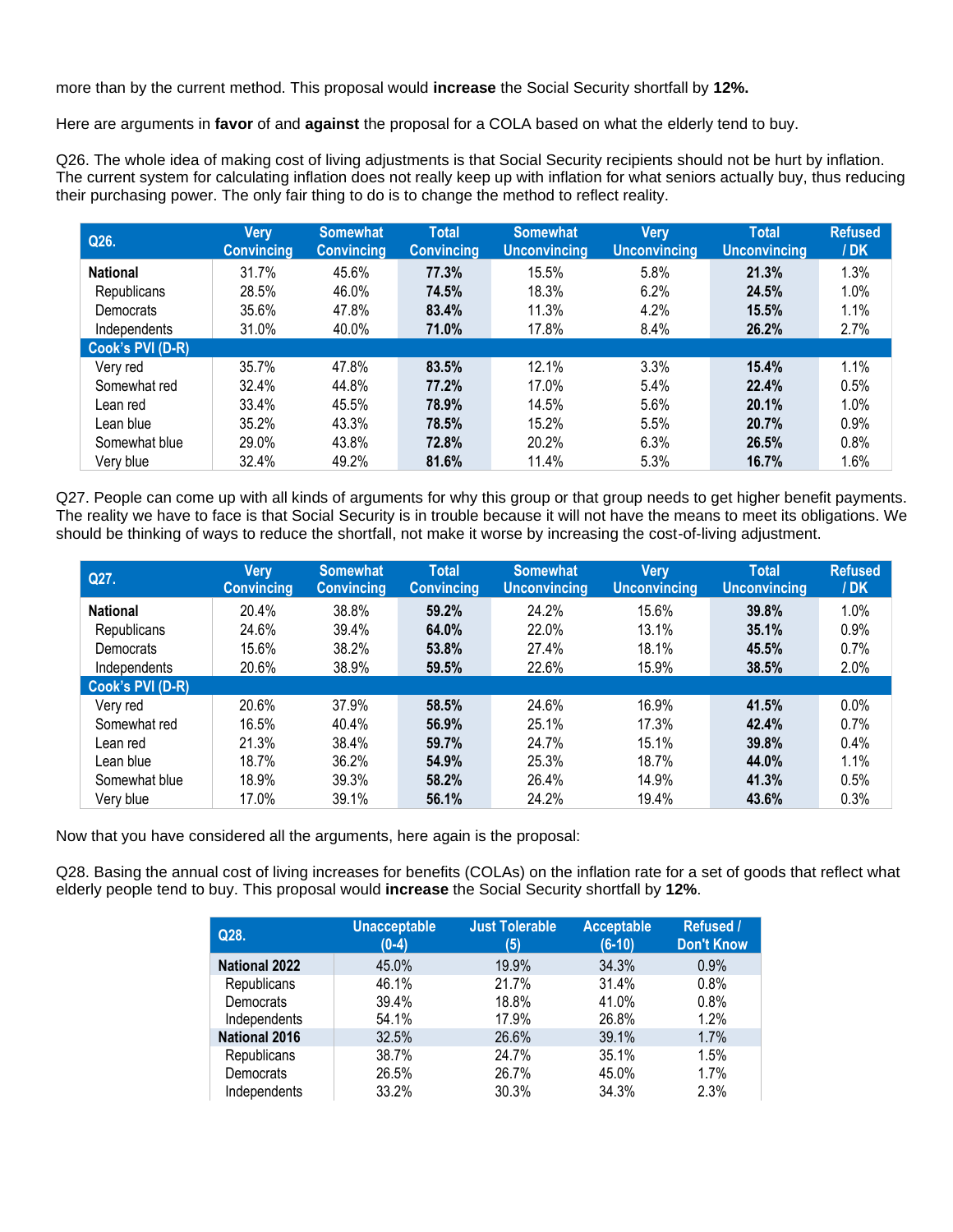more than by the current method. This proposal would **increase** the Social Security shortfall by **12%.**

Here are arguments in **favor** of and **against** the proposal for a COLA based on what the elderly tend to buy.

Q26. The whole idea of making cost of living adjustments is that Social Security recipients should not be hurt by inflation. The current system for calculating inflation does not really keep up with inflation for what seniors actually buy, thus reducing their purchasing power. The only fair thing to do is to change the method to reflect reality.

| Q26. | Very Convincing | Somewhat Convincing | Total Convincing | Somewhat Unconvincing | Very Unconvincing | Total Unconvincing | Refused / DK |
|---|---|---|---|---|---|---|---|
| **National** | 31.7% | 45.6% | **77.3%** | 15.5% | 5.8% | **21.3%** | 1.3% |
| Republicans | 28.5% | 46.0% | **74.5%** | 18.3% | 6.2% | **24.5%** | 1.0% |
| Democrats | 35.6% | 47.8% | **83.4%** | 11.3% | 4.2% | **15.5%** | 1.1% |
| Independents | 31.0% | 40.0% | **71.0%** | 17.8% | 8.4% | **26.2%** | 2.7% |
| **Cook's PVI (D-R)** | | | | | | | |
| Very red | 35.7% | 47.8% | **83.5%** | 12.1% | 3.3% | **15.4%** | 1.1% |
| Somewhat red | 32.4% | 44.8% | **77.2%** | 17.0% | 5.4% | **22.4%** | 0.5% |
| Lean red | 33.4% | 45.5% | **78.9%** | 14.5% | 5.6% | **20.1%** | 1.0% |
| Lean blue | 35.2% | 43.3% | **78.5%** | 15.2% | 5.5% | **20.7%** | 0.9% |
| Somewhat blue | 29.0% | 43.8% | **72.8%** | 20.2% | 6.3% | **26.5%** | 0.8% |
| Very blue | 32.4% | 49.2% | **81.6%** | 11.4% | 5.3% | **16.7%** | 1.6% |

Q27. People can come up with all kinds of arguments for why this group or that group needs to get higher benefit payments. The reality we have to face is that Social Security is in trouble because it will not have the means to meet its obligations. We should be thinking of ways to reduce the shortfall, not make it worse by increasing the cost-of-living adjustment.

| Q27. | Very Convincing | Somewhat Convincing | Total Convincing | Somewhat Unconvincing | Very Unconvincing | Total Unconvincing | Refused / DK |
|---|---|---|---|---|---|---|---|
| **National** | 20.4% | 38.8% | **59.2%** | 24.2% | 15.6% | **39.8%** | 1.0% |
| Republicans | 24.6% | 39.4% | **64.0%** | 22.0% | 13.1% | **35.1%** | 0.9% |
| Democrats | 15.6% | 38.2% | **53.8%** | 27.4% | 18.1% | **45.5%** | 0.7% |
| Independents | 20.6% | 38.9% | **59.5%** | 22.6% | 15.9% | **38.5%** | 2.0% |
| **Cook's PVI (D-R)** | | | | | | | |
| Very red | 20.6% | 37.9% | **58.5%** | 24.6% | 16.9% | **41.5%** | 0.0% |
| Somewhat red | 16.5% | 40.4% | **56.9%** | 25.1% | 17.3% | **42.4%** | 0.7% |
| Lean red | 21.3% | 38.4% | **59.7%** | 24.7% | 15.1% | **39.8%** | 0.4% |
| Lean blue | 18.7% | 36.2% | **54.9%** | 25.3% | 18.7% | **44.0%** | 1.1% |
| Somewhat blue | 18.9% | 39.3% | **58.2%** | 26.4% | 14.9% | **41.3%** | 0.5% |
| Very blue | 17.0% | 39.1% | **56.1%** | 24.2% | 19.4% | **43.6%** | 0.3% |

Now that you have considered all the arguments, here again is the proposal:

Q28. Basing the annual cost of living increases for benefits (COLAs) on the inflation rate for a set of goods that reflect what elderly people tend to buy. This proposal would **increase** the Social Security shortfall by **12%**.

| Q28. | Unacceptable (0-4) | Just Tolerable (5) | Acceptable (6-10) | Refused / Don't Know |
|---|---|---|---|---|
| **National 2022** | 45.0% | 19.9% | 34.3% | 0.9% |
| Republicans | 46.1% | 21.7% | 31.4% | 0.8% |
| Democrats | 39.4% | 18.8% | 41.0% | 0.8% |
| Independents | 54.1% | 17.9% | 26.8% | 1.2% |
| **National 2016** | 32.5% | 26.6% | 39.1% | 1.7% |
| Republicans | 38.7% | 24.7% | 35.1% | 1.5% |
| Democrats | 26.5% | 26.7% | 45.0% | 1.7% |
| Independents | 33.2% | 30.3% | 34.3% | 2.3% |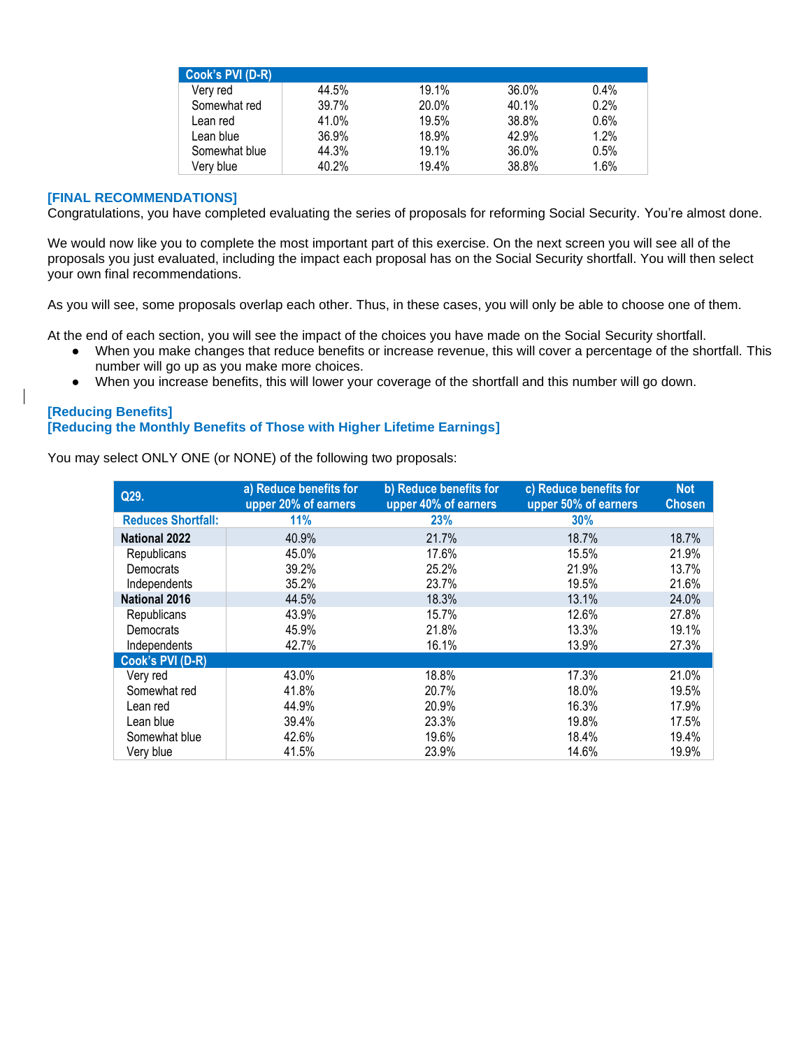| Cook's PVI (D-R) | | | | |
|---|---|---|---|---|
| Very red | 44.5% | 19.1% | 36.0% | 0.4% |
| Somewhat red | 39.7% | 20.0% | 40.1% | 0.2% |
| Lean red | 41.0% | 19.5% | 38.8% | 0.6% |
| Lean blue | 36.9% | 18.9% | 42.9% | 1.2% |
| Somewhat blue | 44.3% | 19.1% | 36.0% | 0.5% |
| Very blue | 40.2% | 19.4% | 38.8% | 1.6% |

## [FINAL RECOMMENDATIONS]

Congratulations, you have completed evaluating the series of proposals for reforming Social Security. You're almost done.

We would now like you to complete the most important part of this exercise. On the next screen you will see all of the proposals you just evaluated, including the impact each proposal has on the Social Security shortfall. You will then select your own final recommendations.

As you will see, some proposals overlap each other. Thus, in these cases, you will only be able to choose one of them.

At the end of each section, you will see the impact of the choices you have made on the Social Security shortfall.

- When you make changes that reduce benefits or increase revenue, this will cover a percentage of the shortfall. This number will go up as you make more choices.
- When you increase benefits, this will lower your coverage of the shortfall and this number will go down.

## [Reducing Benefits]
## [Reducing the Monthly Benefits of Those with Higher Lifetime Earnings]

You may select ONLY ONE (or NONE) of the following two proposals:

| Q29. | a) Reduce benefits for upper 20% of earners | b) Reduce benefits for upper 40% of earners | c) Reduce benefits for upper 50% of earners | Not Chosen |
|---|---|---|---|---|
| Reduces Shortfall: | 11% | 23% | 30% | |
| **National 2022** | 40.9% | 21.7% | 18.7% | 18.7% |
| Republicans | 45.0% | 17.6% | 15.5% | 21.9% |
| Democrats | 39.2% | 25.2% | 21.9% | 13.7% |
| Independents | 35.2% | 23.7% | 19.5% | 21.6% |
| **National 2016** | 44.5% | 18.3% | 13.1% | 24.0% |
| Republicans | 43.9% | 15.7% | 12.6% | 27.8% |
| Democrats | 45.9% | 21.8% | 13.3% | 19.1% |
| Independents | 42.7% | 16.1% | 13.9% | 27.3% |
| **Cook's PVI (D-R)** | | | | |
| Very red | 43.0% | 18.8% | 17.3% | 21.0% |
| Somewhat red | 41.8% | 20.7% | 18.0% | 19.5% |
| Lean red | 44.9% | 20.9% | 16.3% | 17.9% |
| Lean blue | 39.4% | 23.3% | 19.8% | 17.5% |
| Somewhat blue | 42.6% | 19.6% | 18.4% | 19.4% |
| Very blue | 41.5% | 23.9% | 14.6% | 19.9% |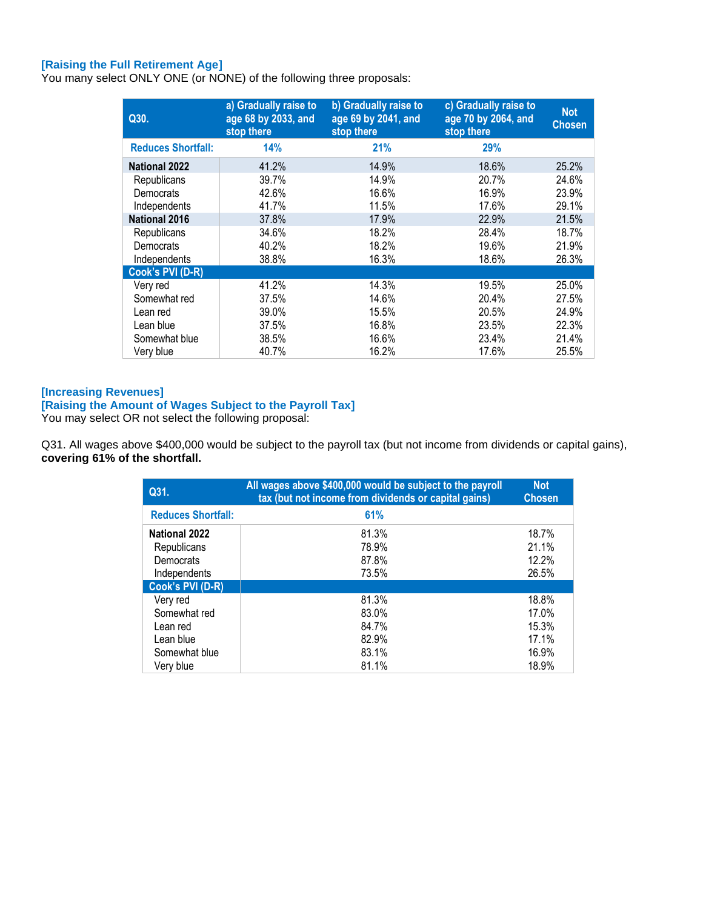**[Raising the Full Retirement Age]**

You many select ONLY ONE (or NONE) of the following three proposals:

| Q30. | a) Gradually raise to age 68 by 2033, and stop there | b) Gradually raise to age 69 by 2041, and stop there | c) Gradually raise to age 70 by 2064, and stop there | Not Chosen |
|---|---|---|---|---|
| **Reduces Shortfall:** | **14%** | **21%** | **29%** | |
| **National 2022** | 41.2% | 14.9% | 18.6% | 25.2% |
| Republicans | 39.7% | 14.9% | 20.7% | 24.6% |
| Democrats | 42.6% | 16.6% | 16.9% | 23.9% |
| Independents | 41.7% | 11.5% | 17.6% | 29.1% |
| **National 2016** | 37.8% | 17.9% | 22.9% | 21.5% |
| Republicans | 34.6% | 18.2% | 28.4% | 18.7% |
| Democrats | 40.2% | 18.2% | 19.6% | 21.9% |
| Independents | 38.8% | 16.3% | 18.6% | 26.3% |
| **Cook's PVI (D-R)** | | | | |
| Very red | 41.2% | 14.3% | 19.5% | 25.0% |
| Somewhat red | 37.5% | 14.6% | 20.4% | 27.5% |
| Lean red | 39.0% | 15.5% | 20.5% | 24.9% |
| Lean blue | 37.5% | 16.8% | 23.5% | 22.3% |
| Somewhat blue | 38.5% | 16.6% | 23.4% | 21.4% |
| Very blue | 40.7% | 16.2% | 17.6% | 25.5% |

**[Increasing Revenues]**

**[Raising the Amount of Wages Subject to the Payroll Tax]**

You may select OR not select the following proposal:

Q31. All wages above $400,000 would be subject to the payroll tax (but not income from dividends or capital gains), **covering 61% of the shortfall.**

| Q31. | All wages above $400,000 would be subject to the payroll tax (but not income from dividends or capital gains) | Not Chosen |
|---|---|---|
| **Reduces Shortfall:** | **61%** | |
| **National 2022** | 81.3% | 18.7% |
| Republicans | 78.9% | 21.1% |
| Democrats | 87.8% | 12.2% |
| Independents | 73.5% | 26.5% |
| **Cook's PVI (D-R)** | | |
| Very red | 81.3% | 18.8% |
| Somewhat red | 83.0% | 17.0% |
| Lean red | 84.7% | 15.3% |
| Lean blue | 82.9% | 17.1% |
| Somewhat blue | 83.1% | 16.9% |
| Very blue | 81.1% | 18.9% |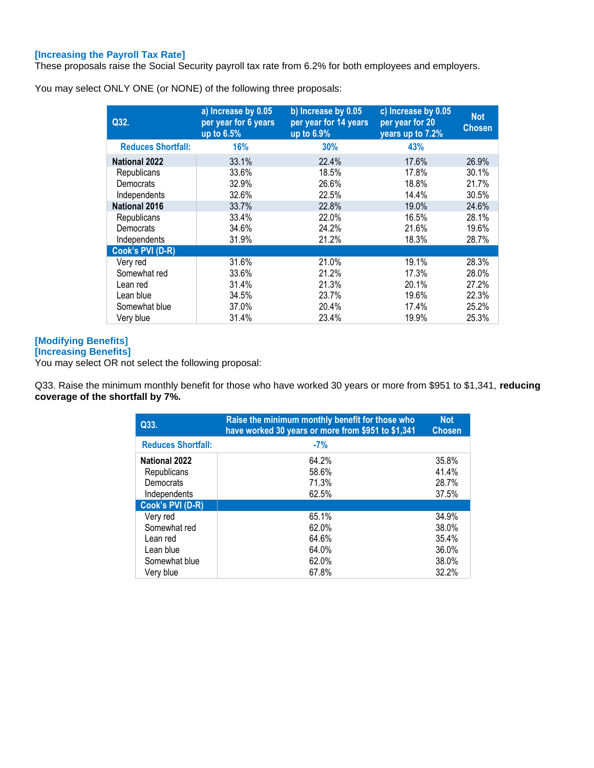### [Increasing the Payroll Tax Rate]

These proposals raise the Social Security payroll tax rate from 6.2% for both employees and employers.

You may select ONLY ONE (or NONE) of the following three proposals:

| Q32. | a) Increase by 0.05 per year for 6 years up to 6.5% | b) Increase by 0.05 per year for 14 years up to 6.9% | c) Increase by 0.05 per year for 20 years up to 7.2% | Not Chosen |
|---|---|---|---|---|
| Reduces Shortfall: | 16% | 30% | 43% | |
| **National 2022** | 33.1% | 22.4% | 17.6% | 26.9% |
| Republicans | 33.6% | 18.5% | 17.8% | 30.1% |
| Democrats | 32.9% | 26.6% | 18.8% | 21.7% |
| Independents | 32.6% | 22.5% | 14.4% | 30.5% |
| **National 2016** | 33.7% | 22.8% | 19.0% | 24.6% |
| Republicans | 33.4% | 22.0% | 16.5% | 28.1% |
| Democrats | 34.6% | 24.2% | 21.6% | 19.6% |
| Independents | 31.9% | 21.2% | 18.3% | 28.7% |
| **Cook's PVI (D-R)** | | | | |
| Very red | 31.6% | 21.0% | 19.1% | 28.3% |
| Somewhat red | 33.6% | 21.2% | 17.3% | 28.0% |
| Lean red | 31.4% | 21.3% | 20.1% | 27.2% |
| Lean blue | 34.5% | 23.7% | 19.6% | 22.3% |
| Somewhat blue | 37.0% | 20.4% | 17.4% | 25.2% |
| Very blue | 31.4% | 23.4% | 19.9% | 25.3% |

### [Modifying Benefits]

### [Increasing Benefits]

You may select OR not select the following proposal:

Q33. Raise the minimum monthly benefit for those who have worked 30 years or more from $951 to $1,341, **reducing coverage of the shortfall by 7%.**

| Q33. | Raise the minimum monthly benefit for those who have worked 30 years or more from $951 to $1,341 | Not Chosen |
|---|---|---|
| Reduces Shortfall: | -7% | |
| **National 2022** | 64.2% | 35.8% |
| Republicans | 58.6% | 41.4% |
| Democrats | 71.3% | 28.7% |
| Independents | 62.5% | 37.5% |
| **Cook's PVI (D-R)** | | |
| Very red | 65.1% | 34.9% |
| Somewhat red | 62.0% | 38.0% |
| Lean red | 64.6% | 35.4% |
| Lean blue | 64.0% | 36.0% |
| Somewhat blue | 62.0% | 38.0% |
| Very blue | 67.8% | 32.2% |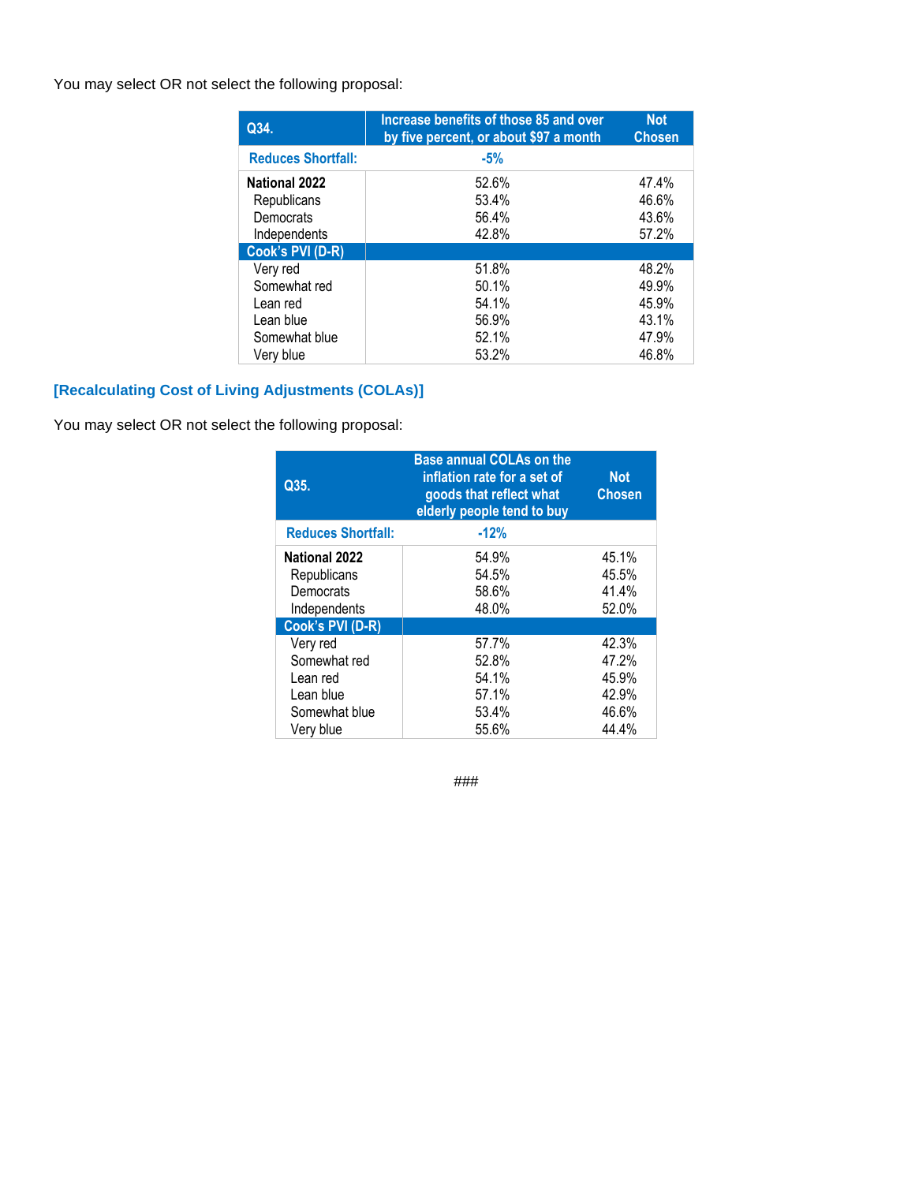You may select OR not select the following proposal:

| Q34. | Increase benefits of those 85 and over by five percent, or about $97 a month | Not Chosen |
|---|---|---|
| Reduces Shortfall: | -5% | |
| **National 2022** | 52.6% | 47.4% |
| Republicans | 53.4% | 46.6% |
| Democrats | 56.4% | 43.6% |
| Independents | 42.8% | 57.2% |
| Cook's PVI (D-R) | | |
| Very red | 51.8% | 48.2% |
| Somewhat red | 50.1% | 49.9% |
| Lean red | 54.1% | 45.9% |
| Lean blue | 56.9% | 43.1% |
| Somewhat blue | 52.1% | 47.9% |
| Very blue | 53.2% | 46.8% |

**[Recalculating Cost of Living Adjustments (COLAs)]**

You may select OR not select the following proposal:

| Q35. | Base annual COLAs on the inflation rate for a set of goods that reflect what elderly people tend to buy | Not Chosen |
|---|---|---|
| Reduces Shortfall: | -12% | |
| **National 2022** | 54.9% | 45.1% |
| Republicans | 54.5% | 45.5% |
| Democrats | 58.6% | 41.4% |
| Independents | 48.0% | 52.0% |
| Cook's PVI (D-R) | | |
| Very red | 57.7% | 42.3% |
| Somewhat red | 52.8% | 47.2% |
| Lean red | 54.1% | 45.9% |
| Lean blue | 57.1% | 42.9% |
| Somewhat blue | 53.4% | 46.6% |
| Very blue | 55.6% | 44.4% |

###